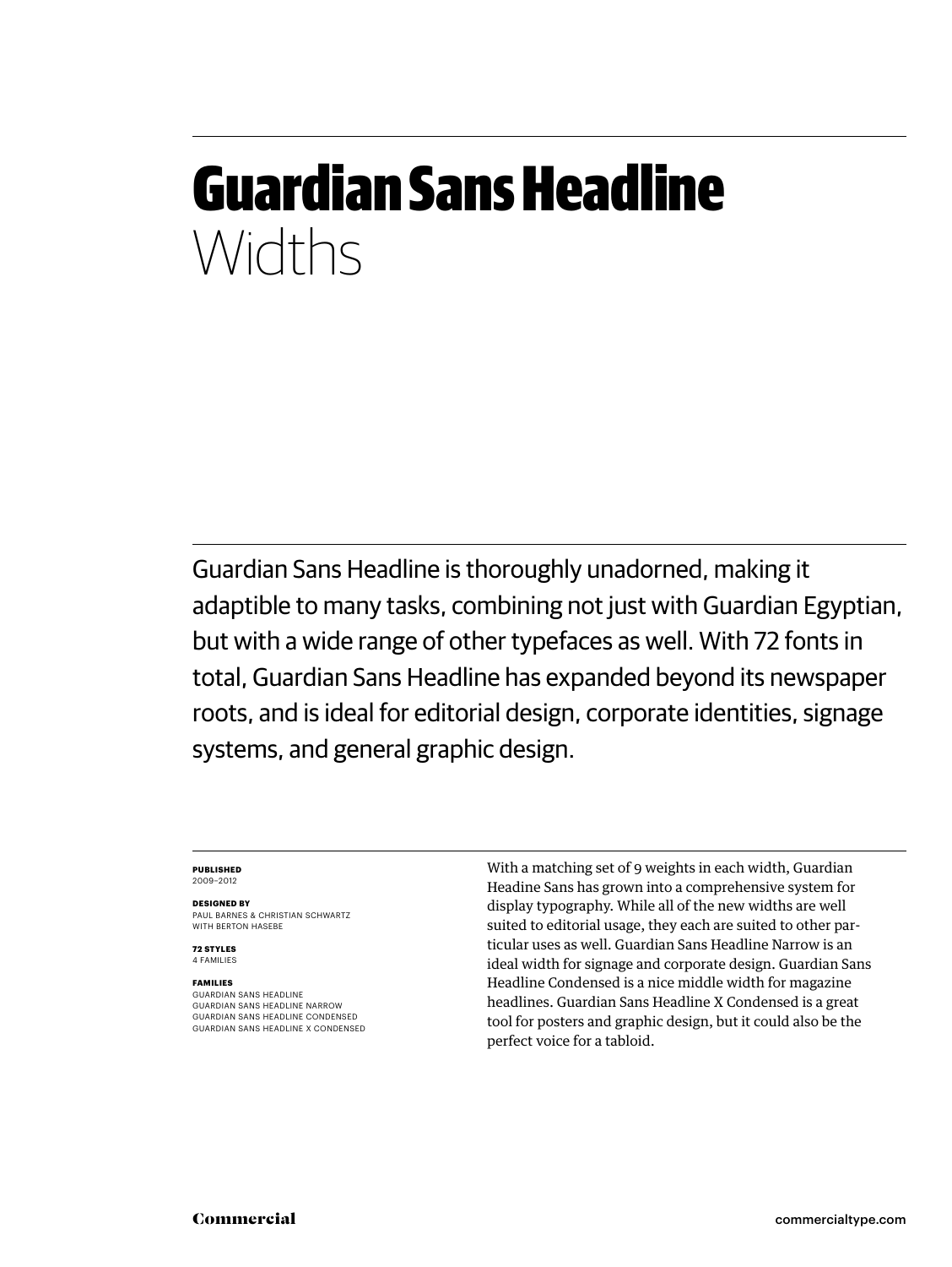# Guardian Sans Headline
## Widths

Guardian Sans Headline is thoroughly unadorned, making it adaptible to many tasks, combining not just with Guardian Egyptian, but with a wide range of other typefaces as well. With 72 fonts in total, Guardian Sans Headline has expanded beyond its newspaper roots, and is ideal for editorial design, corporate identities, signage systems, and general graphic design.

**PUBLISHED**
2009–2012

**DESIGNED BY**
PAUL BARNES & CHRISTIAN SCHWARTZ
WITH BERTON HASEBE

**72 STYLES**
4 FAMILIES

**FAMILIES**
GUARDIAN SANS HEADLINE
GUARDIAN SANS HEADLINE NARROW
GUARDIAN SANS HEADLINE CONDENSED
GUARDIAN SANS HEADLINE X CONDENSED

With a matching set of 9 weights in each width, Guardian Headine Sans has grown into a comprehensive system for display typography. While all of the new widths are well suited to editorial usage, they each are suited to other particular uses as well. Guardian Sans Headline Narrow is an ideal width for signage and corporate design. Guardian Sans Headline Condensed is a nice middle width for magazine headlines. Guardian Sans Headline X Condensed is a great tool for posters and graphic design, but it could also be the perfect voice for a tabloid.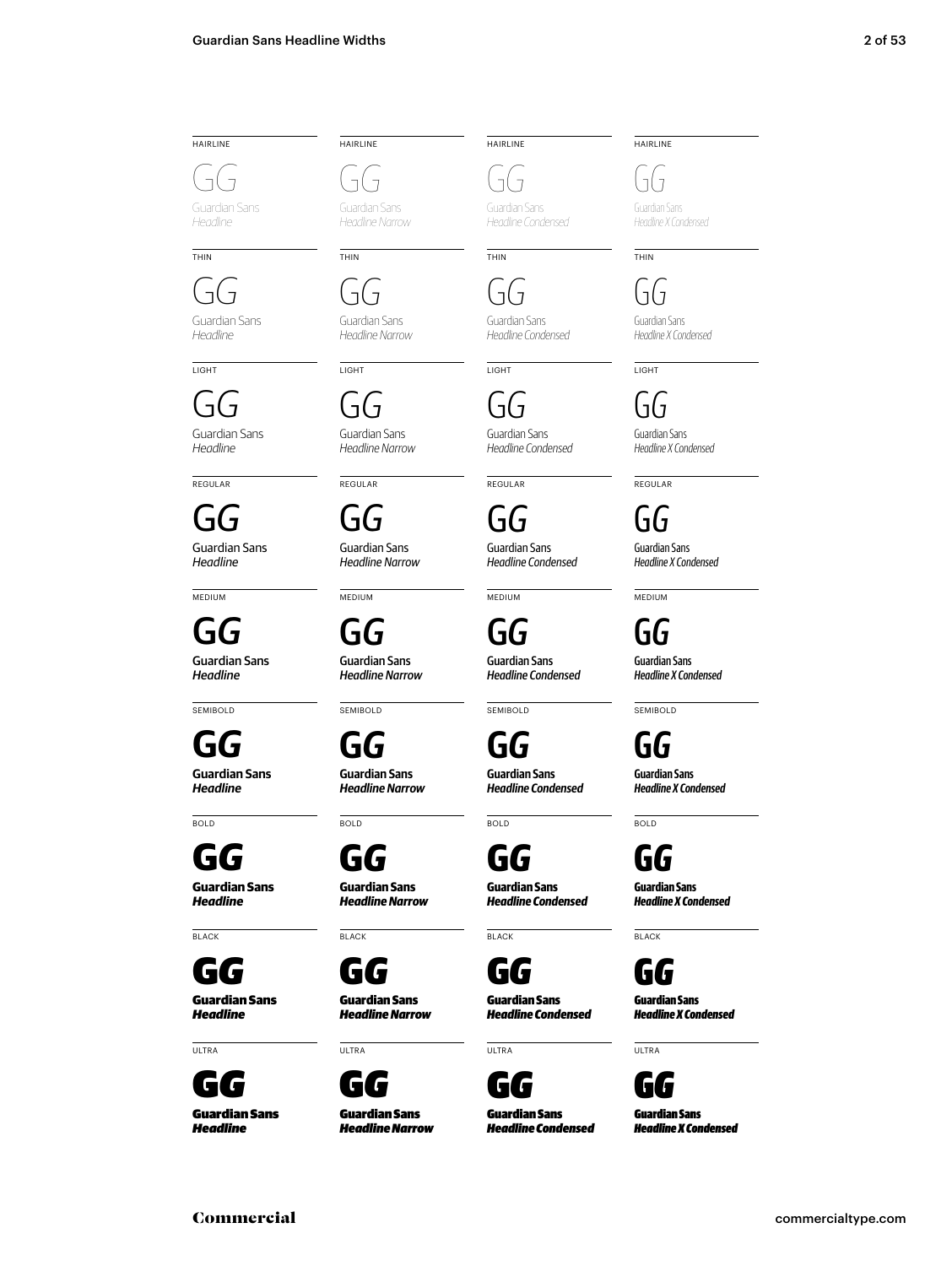HAIRLINE

GG

Guardian Sans
*Headline*

THIN

GG

Guardian Sans
*Headline*

LIGHT

GG

Guardian Sans
*Headline*

REGULAR

GG

Guardian Sans
*Headline*

MEDIUM

GG

Guardian Sans
*Headline*

SEMIBOLD

**GG**

**Guardian Sans**
***Headline***

BOLD

**GG**

**Guardian Sans**
***Headline***

BLACK

**GG**

**Guardian Sans**
***Headline***

ULTRA

**GG**

**Guardian Sans**
***Headline***

HAIRLINE

GG

Guardian Sans
*Headline Narrow*

THIN

GG

Guardian Sans
*Headline Narrow*

LIGHT

GG

Guardian Sans
*Headline Narrow*

REGULAR

GG

Guardian Sans
*Headline Narrow*

MEDIUM

GG

Guardian Sans
*Headline Narrow*

SEMIBOLD

**GG**

**Guardian Sans**
***Headline Narrow***

BOLD

**GG**

**Guardian Sans**
***Headline Narrow***

BLACK

**GG**

**Guardian Sans**
***Headline Narrow***

ULTRA

**GG**

**Guardian Sans**
***Headline Narrow***

HAIRLINE

GG

Guardian Sans
*Headline Condensed*

THIN

GG

Guardian Sans
*Headline Condensed*

LIGHT

GG

Guardian Sans
*Headline Condensed*

REGULAR

GG

Guardian Sans
*Headline Condensed*

MEDIUM

GG

Guardian Sans
*Headline Condensed*

SEMIBOLD

**GG**

**Guardian Sans**
***Headline Condensed***

BOLD

**GG**

**Guardian Sans**
***Headline Condensed***

BLACK

**GG**

**Guardian Sans**
***Headline Condensed***

ULTRA

**GG**

**Guardian Sans**
***Headline Condensed***

HAIRLINE

GG

Guardian Sans
*Headline X Condensed*

THIN

GG

Guardian Sans
*Headline X Condensed*

LIGHT

GG

Guardian Sans
*Headline X Condensed*

REGULAR

GG

Guardian Sans
*Headline X Condensed*

MEDIUM

GG

Guardian Sans
*Headline X Condensed*

SEMIBOLD

**GG**

**Guardian Sans**
***Headline X Condensed***

BOLD

**GG**

**Guardian Sans**
***Headline X Condensed***

BLACK

**GG**

**Guardian Sans**
***Headline X Condensed***

ULTRA

**GG**

**Guardian Sans**
***Headline X Condensed***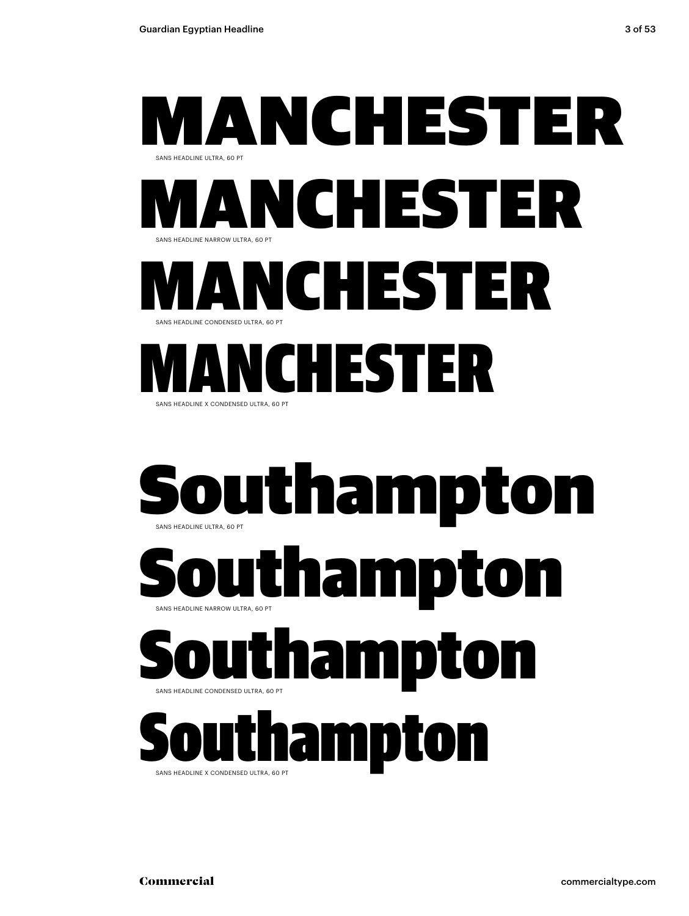MANCHESTER

SANS HEADLINE ULTRA, 60 PT

MANCHESTER

SANS HEADLINE NARROW ULTRA, 60 PT

MANCHESTER

SANS HEADLINE CONDENSED ULTRA, 60 PT

MANCHESTER

SANS HEADLINE X CONDENSED ULTRA, 60 PT

Southampton

SANS HEADLINE ULTRA, 60 PT

Southampton

SANS HEADLINE NARROW ULTRA, 60 PT

Southampton

SANS HEADLINE CONDENSED ULTRA, 60 PT

Southampton

SANS HEADLINE X CONDENSED ULTRA, 60 PT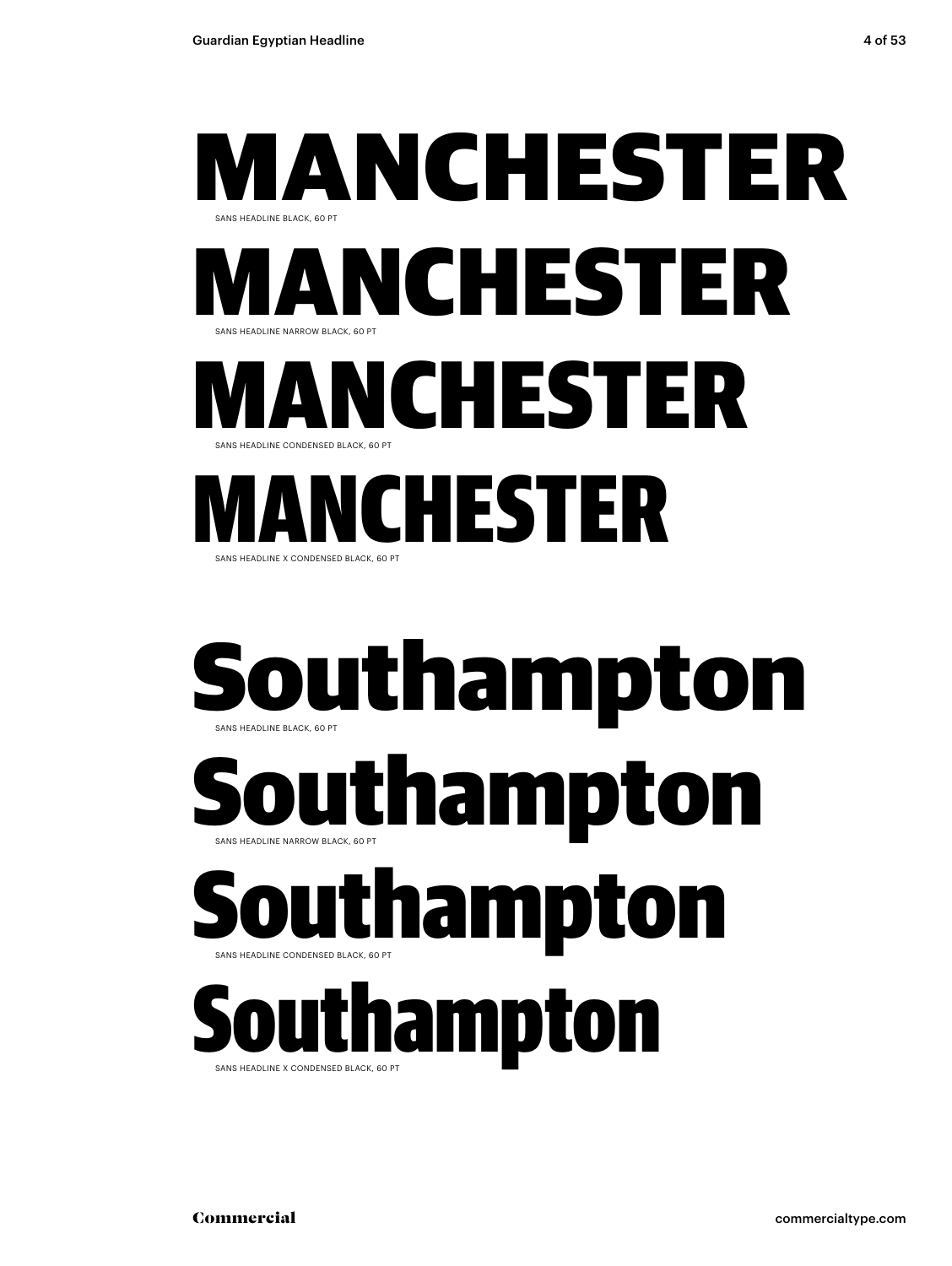# MANCHESTER

SANS HEADLINE BLACK, 60 PT

# MANCHESTER

SANS HEADLINE NARROW BLACK, 60 PT

# MANCHESTER

SANS HEADLINE CONDENSED BLACK, 60 PT

# MANCHESTER

SANS HEADLINE X CONDENSED BLACK, 60 PT

# Southampton

SANS HEADLINE BLACK, 60 PT

# Southampton

SANS HEADLINE NARROW BLACK, 60 PT

# Southampton

SANS HEADLINE CONDENSED BLACK, 60 PT

# Southampton

SANS HEADLINE X CONDENSED BLACK, 60 PT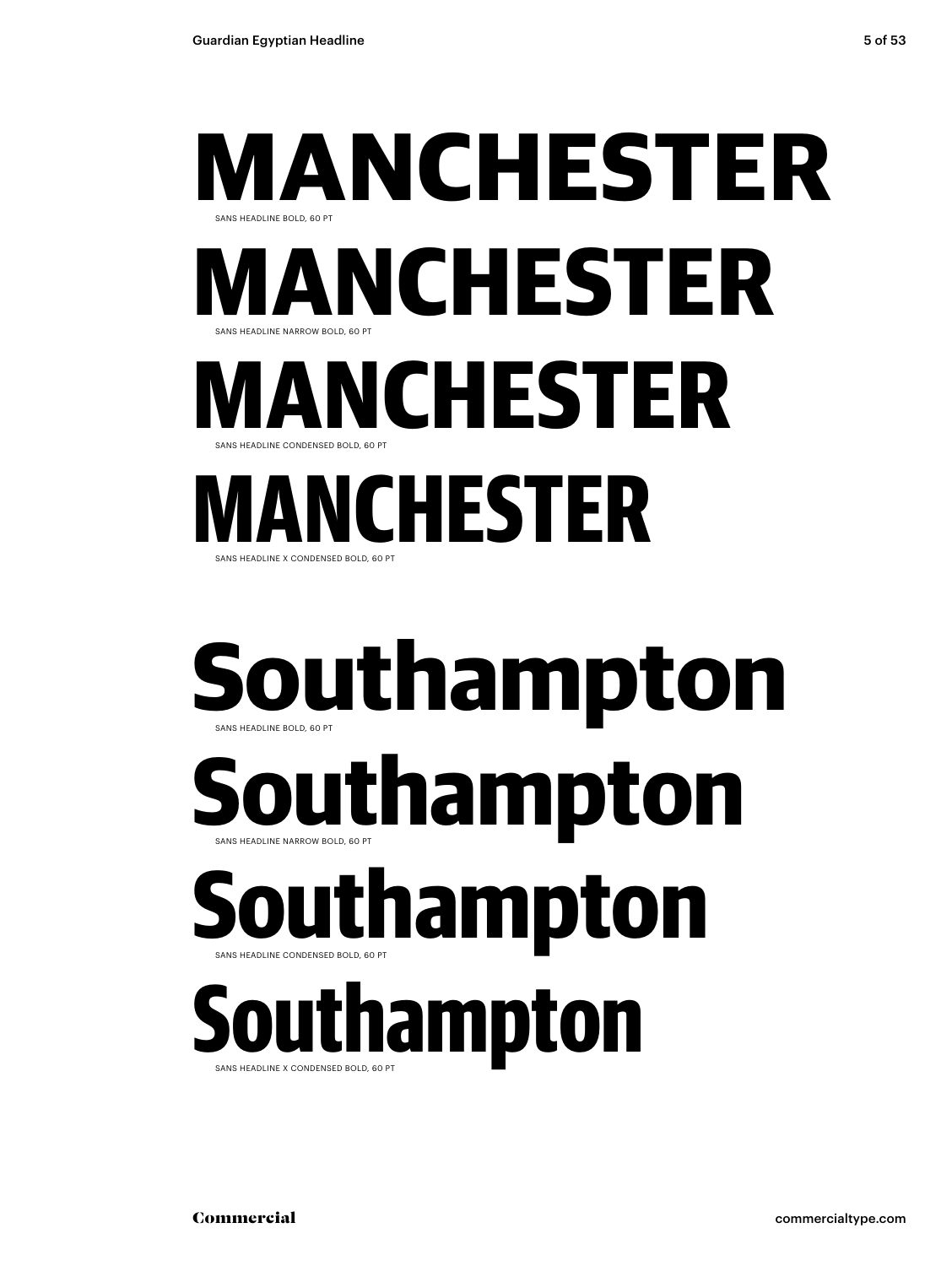# MANCHESTER

SANS HEADLINE BOLD, 60 PT

# MANCHESTER

SANS HEADLINE NARROW BOLD, 60 PT

# MANCHESTER

SANS HEADLINE CONDENSED BOLD, 60 PT

# MANCHESTER

SANS HEADLINE X CONDENSED BOLD, 60 PT

# Southampton

SANS HEADLINE BOLD, 60 PT

# Southampton

SANS HEADLINE NARROW BOLD, 60 PT

# Southampton

SANS HEADLINE CONDENSED BOLD, 60 PT

# Southampton

SANS HEADLINE X CONDENSED BOLD, 60 PT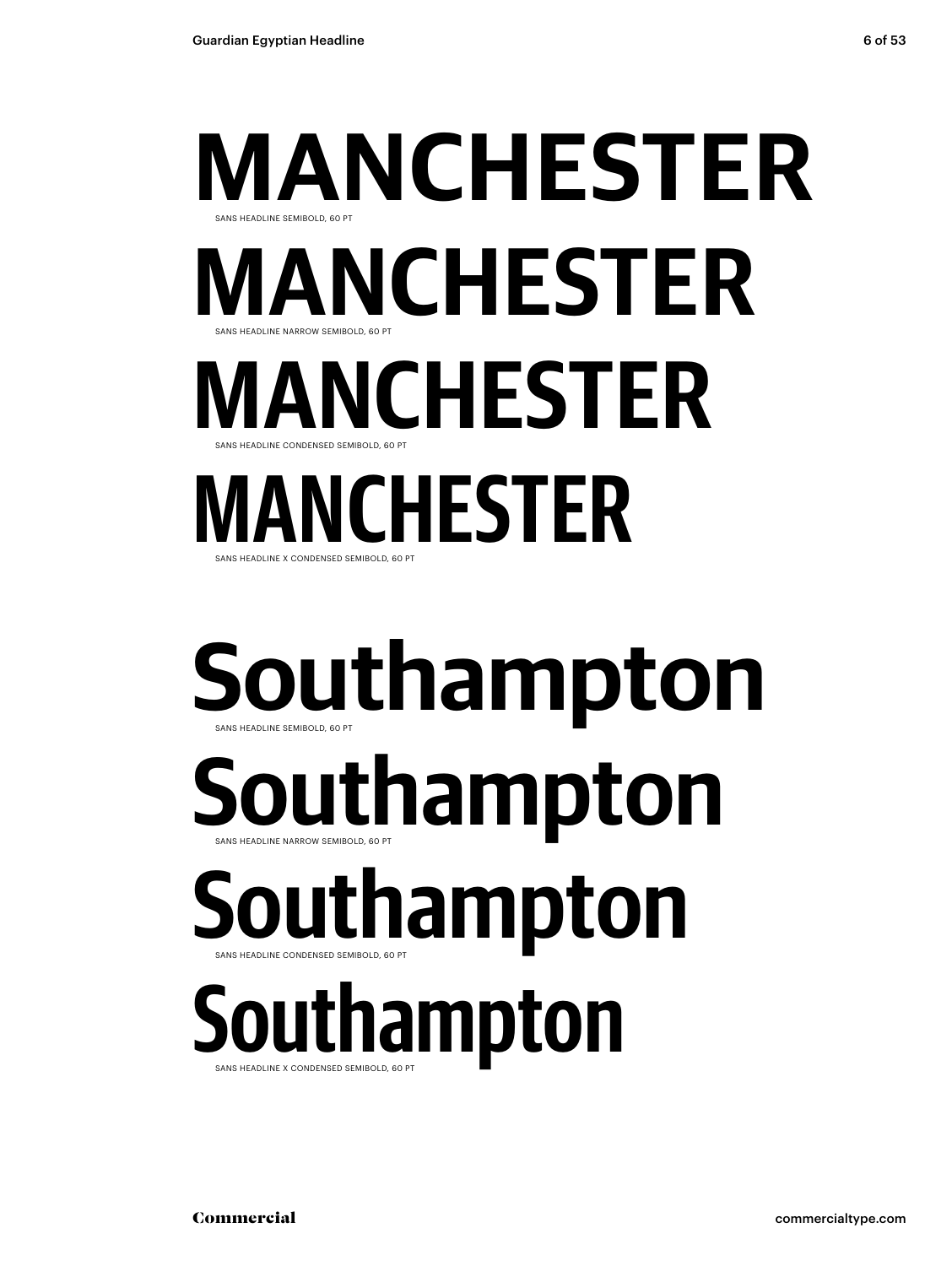MANCHESTER

SANS HEADLINE SEMIBOLD, 60 PT

MANCHESTER

SANS HEADLINE NARROW SEMIBOLD, 60 PT

MANCHESTER

SANS HEADLINE CONDENSED SEMIBOLD, 60 PT

MANCHESTER

SANS HEADLINE X CONDENSED SEMIBOLD, 60 PT

Southampton

SANS HEADLINE SEMIBOLD, 60 PT

Southampton

SANS HEADLINE NARROW SEMIBOLD, 60 PT

Southampton

SANS HEADLINE CONDENSED SEMIBOLD, 60 PT

Southampton

SANS HEADLINE X CONDENSED SEMIBOLD, 60 PT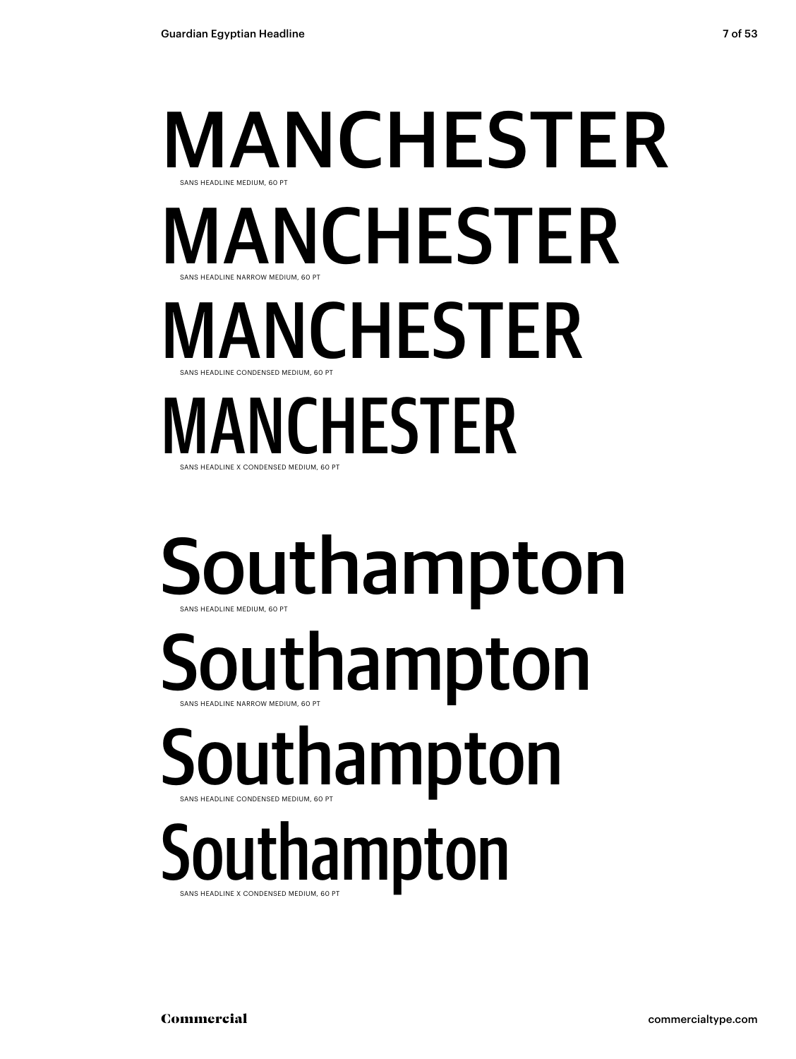MANCHESTER

SANS HEADLINE MEDIUM, 60 PT

MANCHESTER

SANS HEADLINE NARROW MEDIUM, 60 PT

MANCHESTER

SANS HEADLINE CONDENSED MEDIUM, 60 PT

MANCHESTER

SANS HEADLINE X CONDENSED MEDIUM, 60 PT

Southampton

SANS HEADLINE MEDIUM, 60 PT

Southampton

SANS HEADLINE NARROW MEDIUM, 60 PT

Southampton

SANS HEADLINE CONDENSED MEDIUM, 60 PT

Southampton

SANS HEADLINE X CONDENSED MEDIUM, 60 PT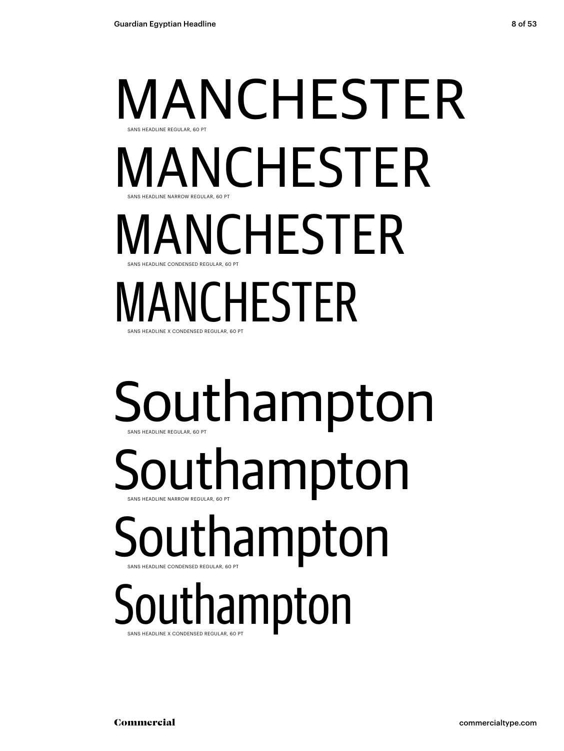MANCHESTER

SANS HEADLINE REGULAR, 60 PT

MANCHESTER

SANS HEADLINE NARROW REGULAR, 60 PT

MANCHESTER

SANS HEADLINE CONDENSED REGULAR, 60 PT

MANCHESTER

SANS HEADLINE X CONDENSED REGULAR, 60 PT

Southampton

SANS HEADLINE REGULAR, 60 PT

Southampton

SANS HEADLINE NARROW REGULAR, 60 PT

Southampton

SANS HEADLINE CONDENSED REGULAR, 60 PT

Southampton

SANS HEADLINE X CONDENSED REGULAR, 60 PT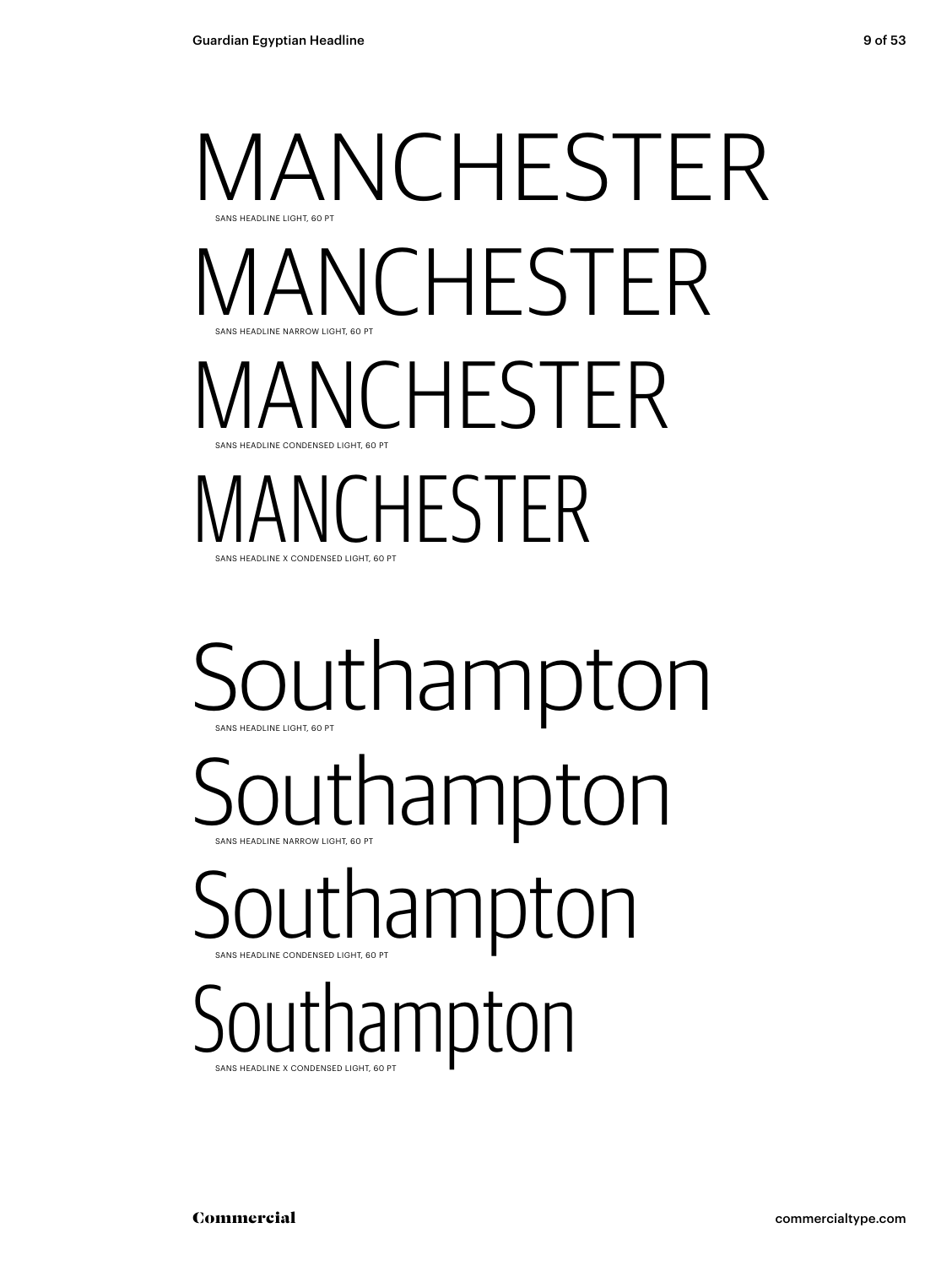MANCHESTER

SANS HEADLINE LIGHT, 60 PT

MANCHESTER

SANS HEADLINE NARROW LIGHT, 60 PT

MANCHESTER

SANS HEADLINE CONDENSED LIGHT, 60 PT

MANCHESTER

SANS HEADLINE X CONDENSED LIGHT, 60 PT

Southampton

SANS HEADLINE LIGHT, 60 PT

Southampton

SANS HEADLINE NARROW LIGHT, 60 PT

Southampton

SANS HEADLINE CONDENSED LIGHT, 60 PT

Southampton

SANS HEADLINE X CONDENSED LIGHT, 60 PT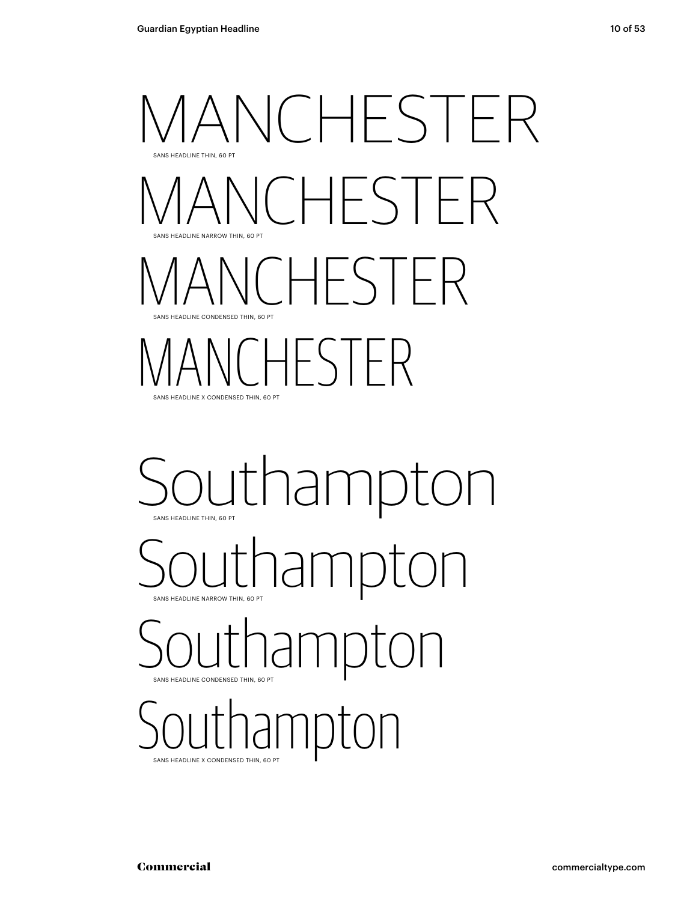MANCHESTER

SANS HEADLINE THIN, 60 PT

MANCHESTER

SANS HEADLINE NARROW THIN, 60 PT

MANCHESTER

SANS HEADLINE CONDENSED THIN, 60 PT

MANCHESTER

SANS HEADLINE X CONDENSED THIN, 60 PT

Southampton

SANS HEADLINE THIN, 60 PT

Southampton

SANS HEADLINE NARROW THIN, 60 PT

Southampton

SANS HEADLINE CONDENSED THIN, 60 PT

Southampton

SANS HEADLINE X CONDENSED THIN, 60 PT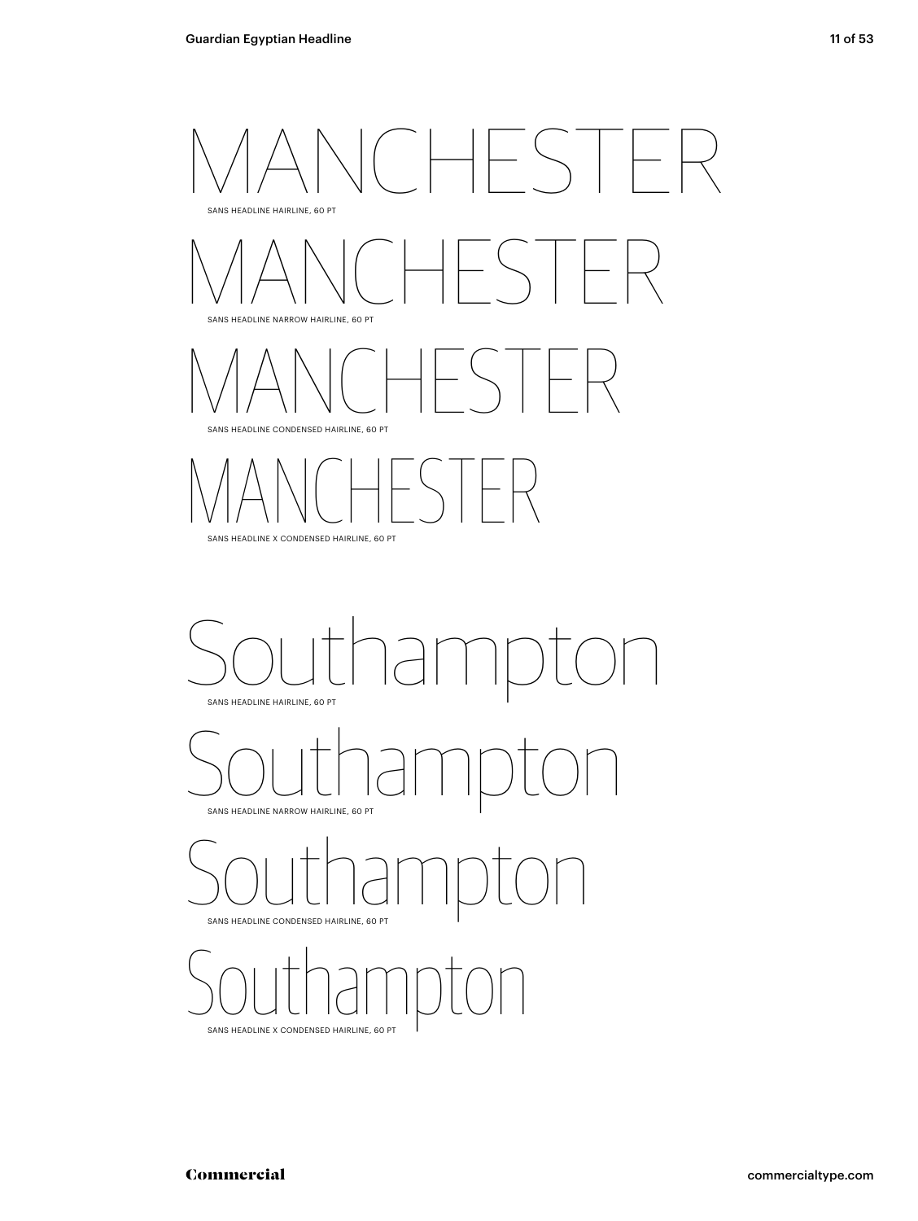MANCHESTER

SANS HEADLINE HAIRLINE, 60 PT

MANCHESTER

SANS HEADLINE NARROW HAIRLINE, 60 PT

MANCHESTER

SANS HEADLINE CONDENSED HAIRLINE, 60 PT

MANCHESTER

SANS HEADLINE X CONDENSED HAIRLINE, 60 PT

Southampton

SANS HEADLINE HAIRLINE, 60 PT

Southampton

SANS HEADLINE NARROW HAIRLINE, 60 PT

Southampton

SANS HEADLINE CONDENSED HAIRLINE, 60 PT

Southampton

SANS HEADLINE X CONDENSED HAIRLINE, 60 PT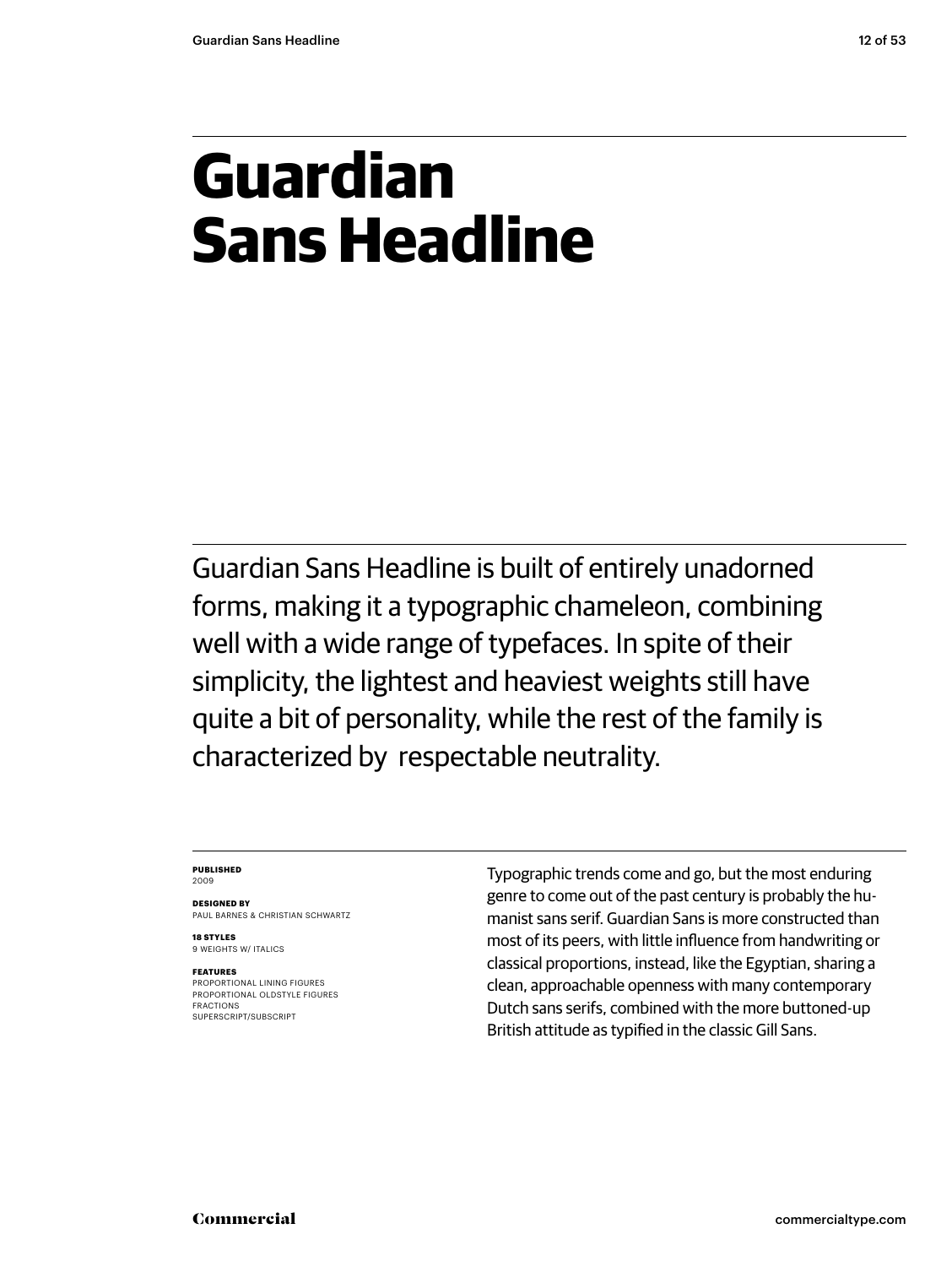# Guardian Sans Headline

Guardian Sans Headline is built of entirely unadorned forms, making it a typographic chameleon, combining well with a wide range of typefaces. In spite of their simplicity, the lightest and heaviest weights still have quite a bit of personality, while the rest of the family is characterized by respectable neutrality.

**PUBLISHED**
2009

**DESIGNED BY**
PAUL BARNES & CHRISTIAN SCHWARTZ

**18 STYLES**
9 WEIGHTS W/ ITALICS

**FEATURES**
PROPORTIONAL LINING FIGURES
PROPORTIONAL OLDSTYLE FIGURES
FRACTIONS
SUPERSCRIPT/SUBSCRIPT

Typographic trends come and go, but the most enduring genre to come out of the past century is probably the humanist sans serif. Guardian Sans is more constructed than most of its peers, with little influence from handwriting or classical proportions, instead, like the Egyptian, sharing a clean, approachable openness with many contemporary Dutch sans serifs, combined with the more buttoned-up British attitude as typified in the classic Gill Sans.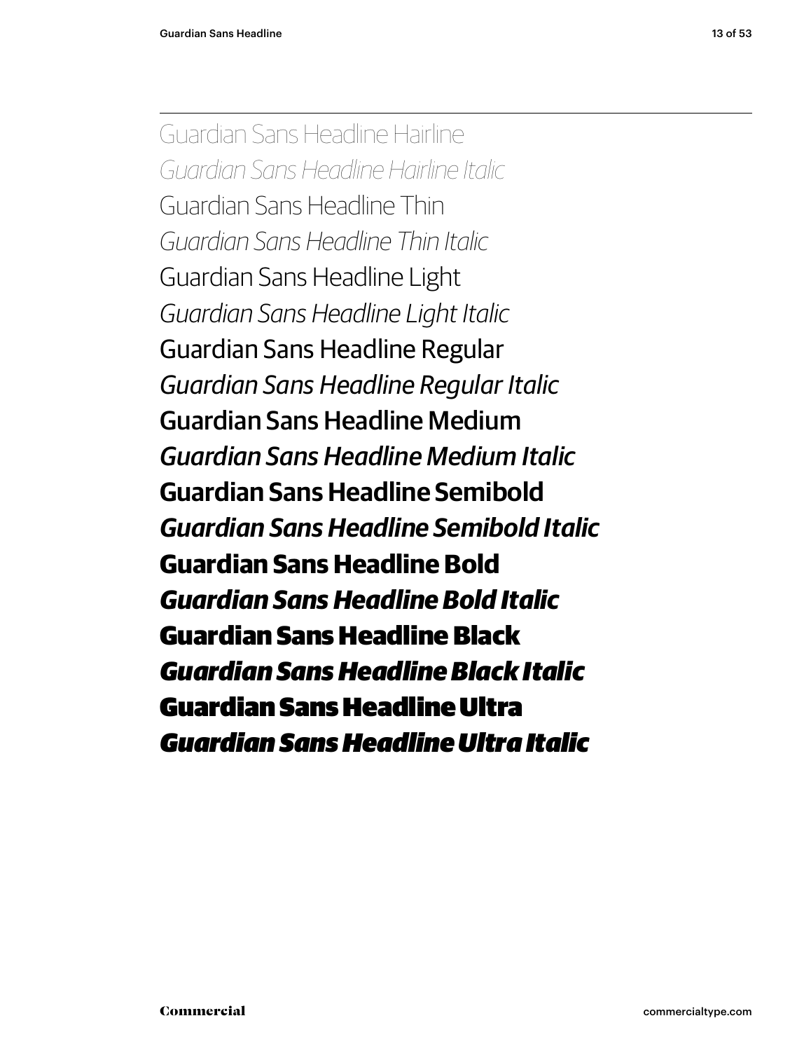Guardian Sans Headline Hairline

*Guardian Sans Headline Hairline Italic*

Guardian Sans Headline Thin

*Guardian Sans Headline Thin Italic*

Guardian Sans Headline Light

*Guardian Sans Headline Light Italic*

Guardian Sans Headline Regular

*Guardian Sans Headline Regular Italic*

Guardian Sans Headline Medium

*Guardian Sans Headline Medium Italic*

**Guardian Sans Headline Semibold**

***Guardian Sans Headline Semibold Italic***

**Guardian Sans Headline Bold**

***Guardian Sans Headline Bold Italic***

**Guardian Sans Headline Black**

***Guardian Sans Headline Black Italic***

**Guardian Sans Headline Ultra**

***Guardian Sans Headline Ultra Italic***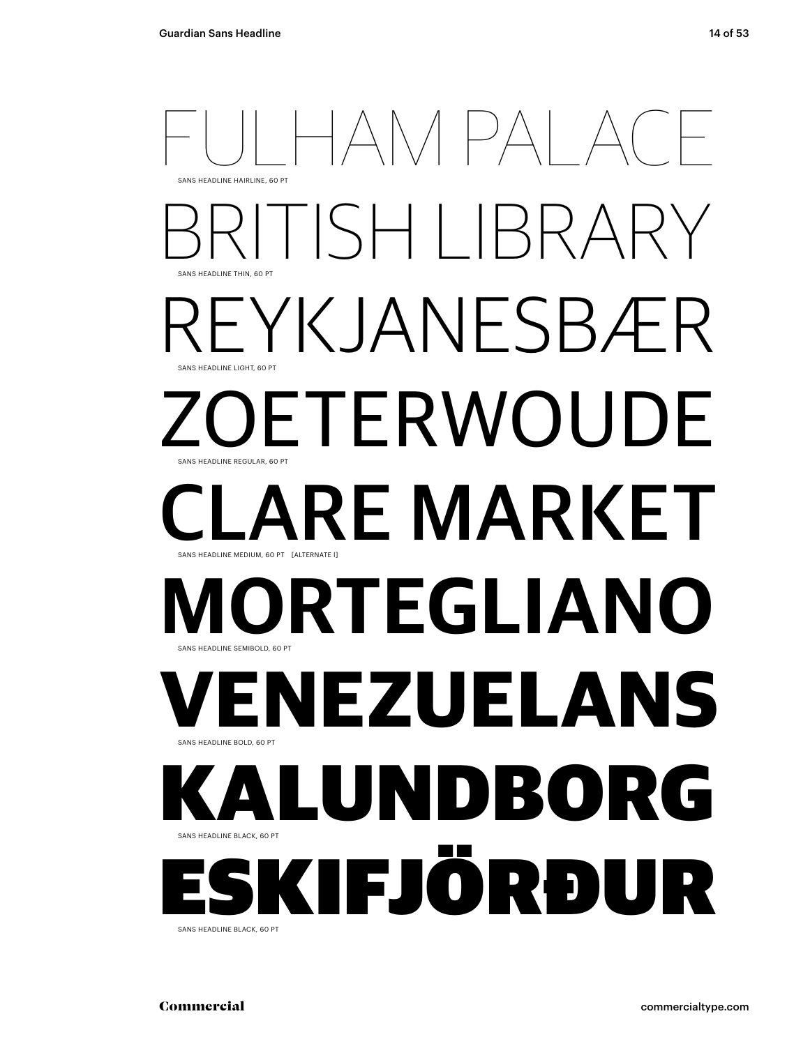FULHAM PALACE

SANS HEADLINE HAIRLINE, 60 PT

BRITISH LIBRARY

SANS HEADLINE THIN, 60 PT

REYKJANESBÆR

SANS HEADLINE LIGHT, 60 PT

ZOETERWOUDE

SANS HEADLINE REGULAR, 60 PT

CLARE MARKET

SANS HEADLINE MEDIUM, 60 PT [ALTERNATE K]

MORTEGLIANO

SANS HEADLINE SEMIBOLD, 60 PT

VENEZUELANS

SANS HEADLINE BOLD, 60 PT

KALUNDBORG

SANS HEADLINE BLACK, 60 PT

ESKIFJÖRÐUR

SANS HEADLINE BLACK, 60 PT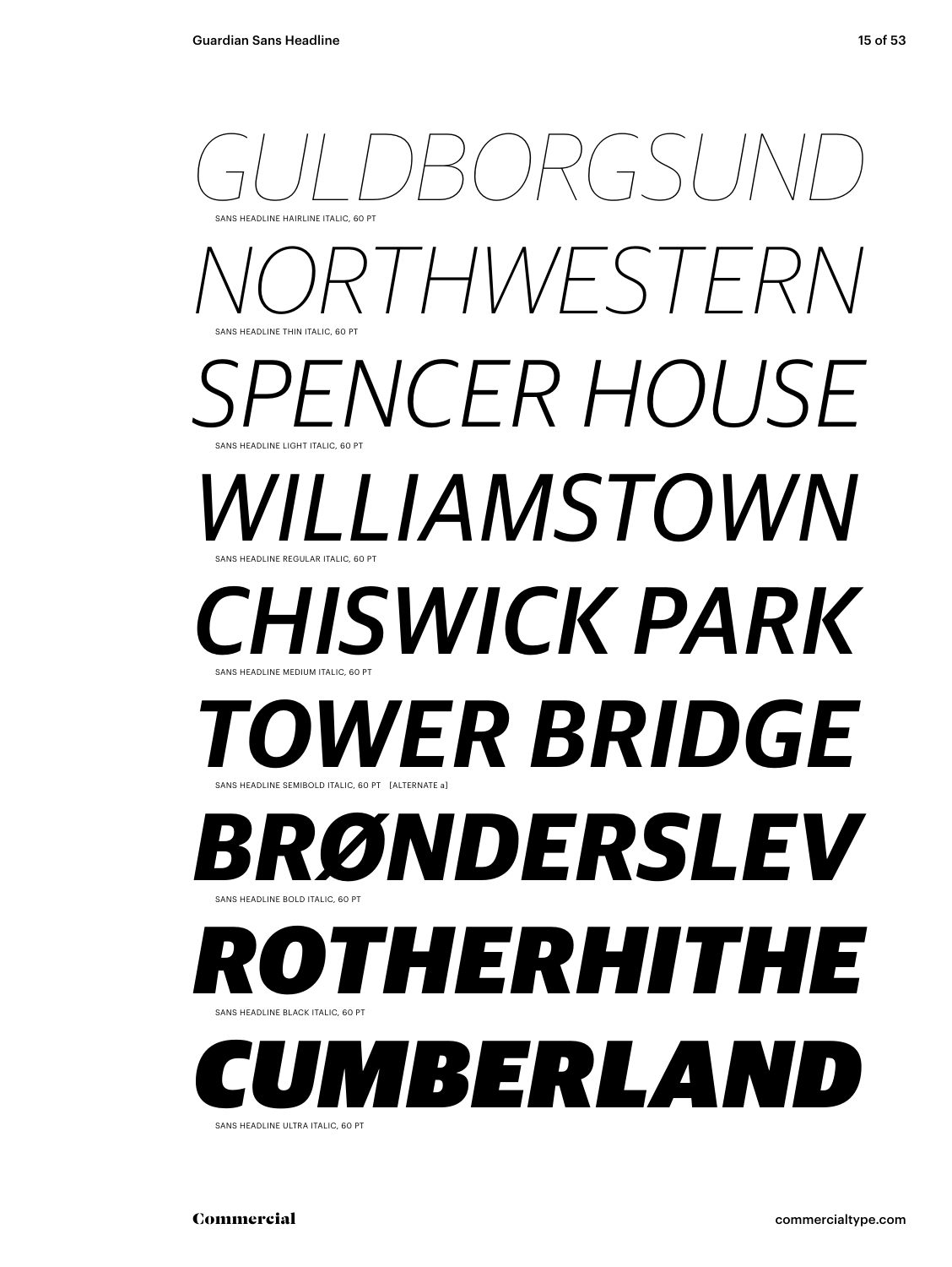*GULDBORGSUND*

SANS HEADLINE HAIRLINE ITALIC, 60 PT

*NORTHWESTERN*

SANS HEADLINE THIN ITALIC, 60 PT

*SPENCER HOUSE*

SANS HEADLINE LIGHT ITALIC, 60 PT

*WILLIAMSTOWN*

SANS HEADLINE REGULAR ITALIC, 60 PT

*CHISWICK PARK*

SANS HEADLINE MEDIUM ITALIC, 60 PT

***TOWER BRIDGE***

SANS HEADLINE SEMIBOLD ITALIC, 60 PT [ALTERNATE a]

***BRØNDERSLEV***

SANS HEADLINE BOLD ITALIC, 60 PT

***ROTHERHITHE***

SANS HEADLINE BLACK ITALIC, 60 PT

***CUMBERLAND***

SANS HEADLINE ULTRA ITALIC, 60 PT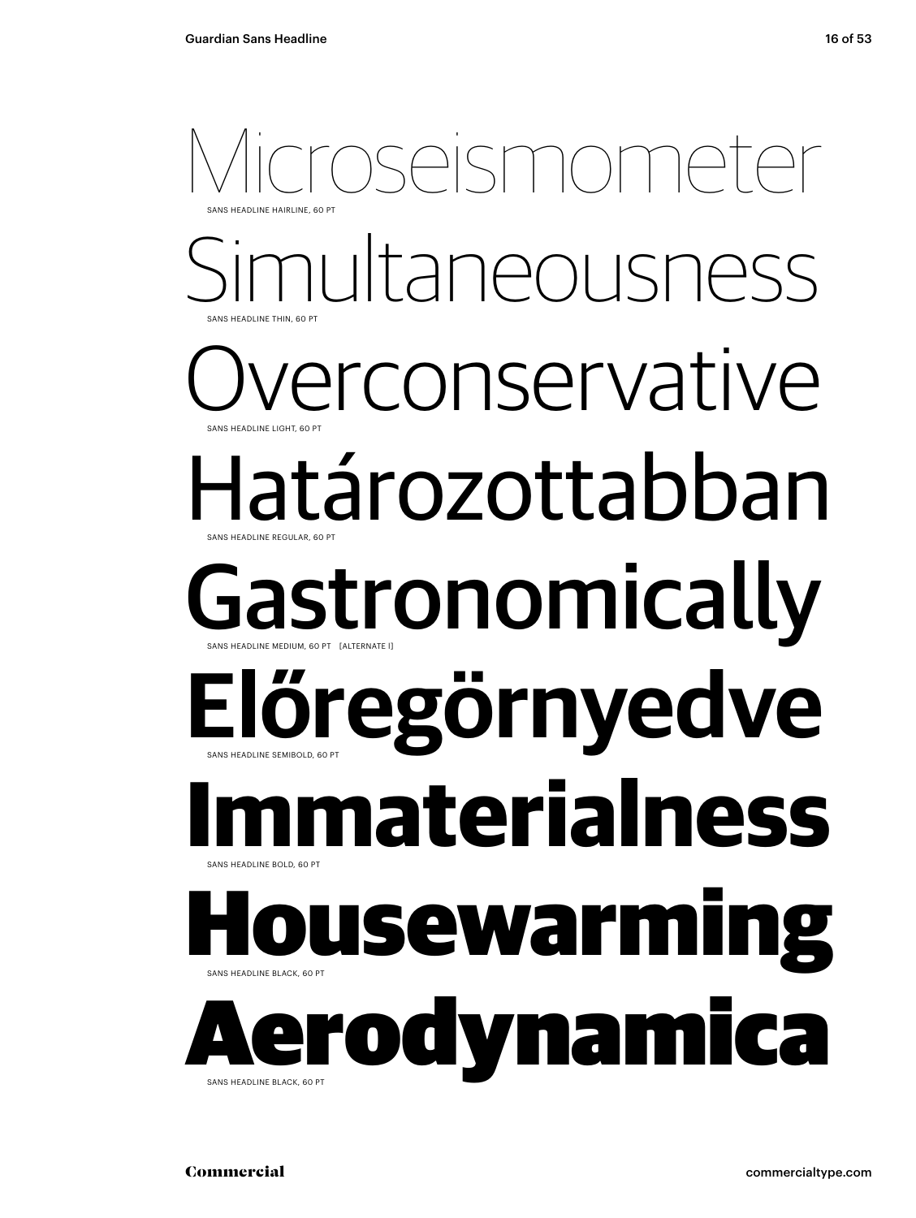Microseismometer

SANS HEADLINE HAIRLINE, 60 PT

Simultaneousness

SANS HEADLINE THIN, 60 PT

Overconservative

SANS HEADLINE LIGHT, 60 PT

Határozottabban

SANS HEADLINE REGULAR, 60 PT

Gastronomically

SANS HEADLINE MEDIUM, 60 PT [ALTERNATE l]

**Előregörnyedve**

SANS HEADLINE SEMIBOLD, 60 PT

**Immaterialness**

SANS HEADLINE BOLD, 60 PT

**Housewarming**

SANS HEADLINE BLACK, 60 PT

***Aerodynamica***

SANS HEADLINE BLACK, 60 PT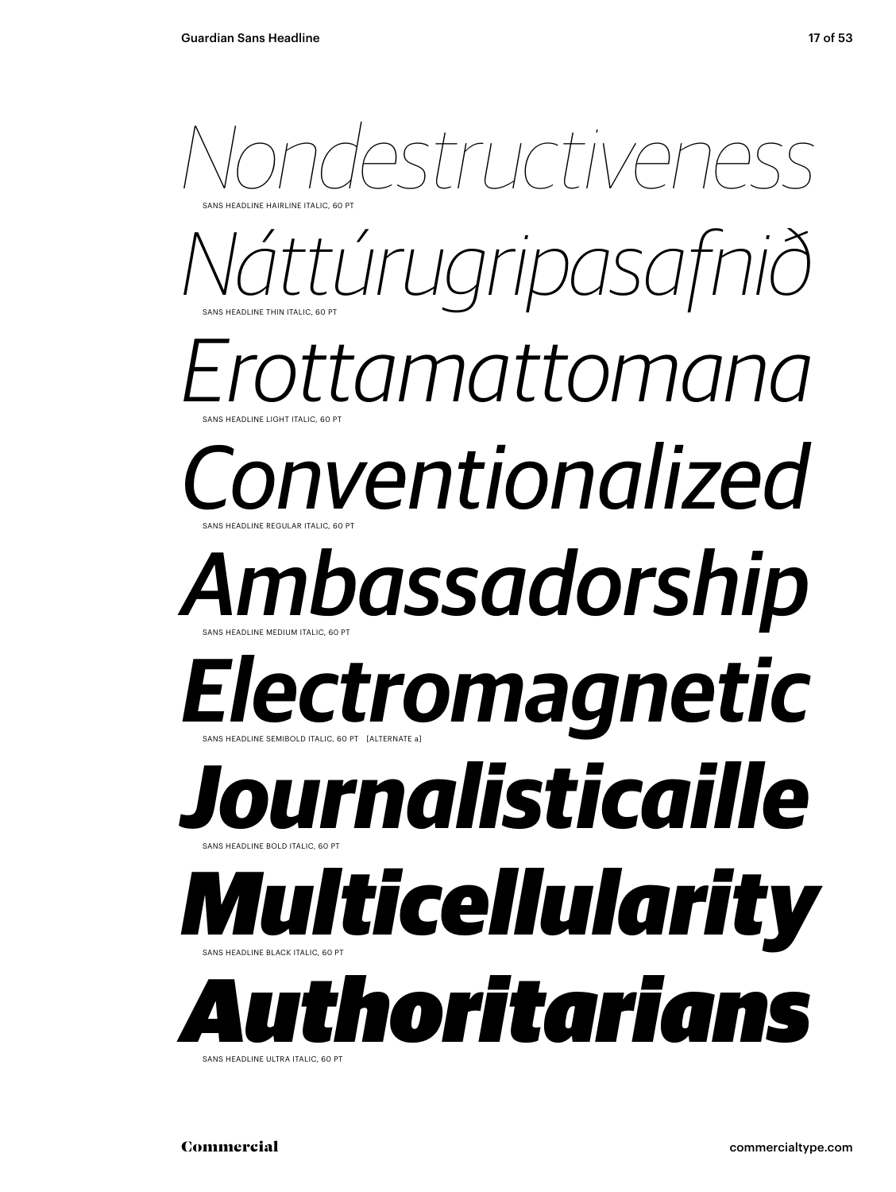*Nondestructiveness*

SANS HEADLINE HAIRLINE ITALIC, 60 PT

*Náttúrugripasafnið*

SANS HEADLINE THIN ITALIC, 60 PT

*Erottamattomana*

SANS HEADLINE LIGHT ITALIC, 60 PT

*Conventionalized*

SANS HEADLINE REGULAR ITALIC, 60 PT

***Ambassadorship***

SANS HEADLINE MEDIUM ITALIC, 60 PT

***Electromagnetic***

SANS HEADLINE SEMIBOLD ITALIC, 60 PT [ALTERNATE a]

***Journalisticaille***

SANS HEADLINE BOLD ITALIC, 60 PT

***Multicellularity***

SANS HEADLINE BLACK ITALIC, 60 PT

***Authoritarians***

SANS HEADLINE ULTRA ITALIC, 60 PT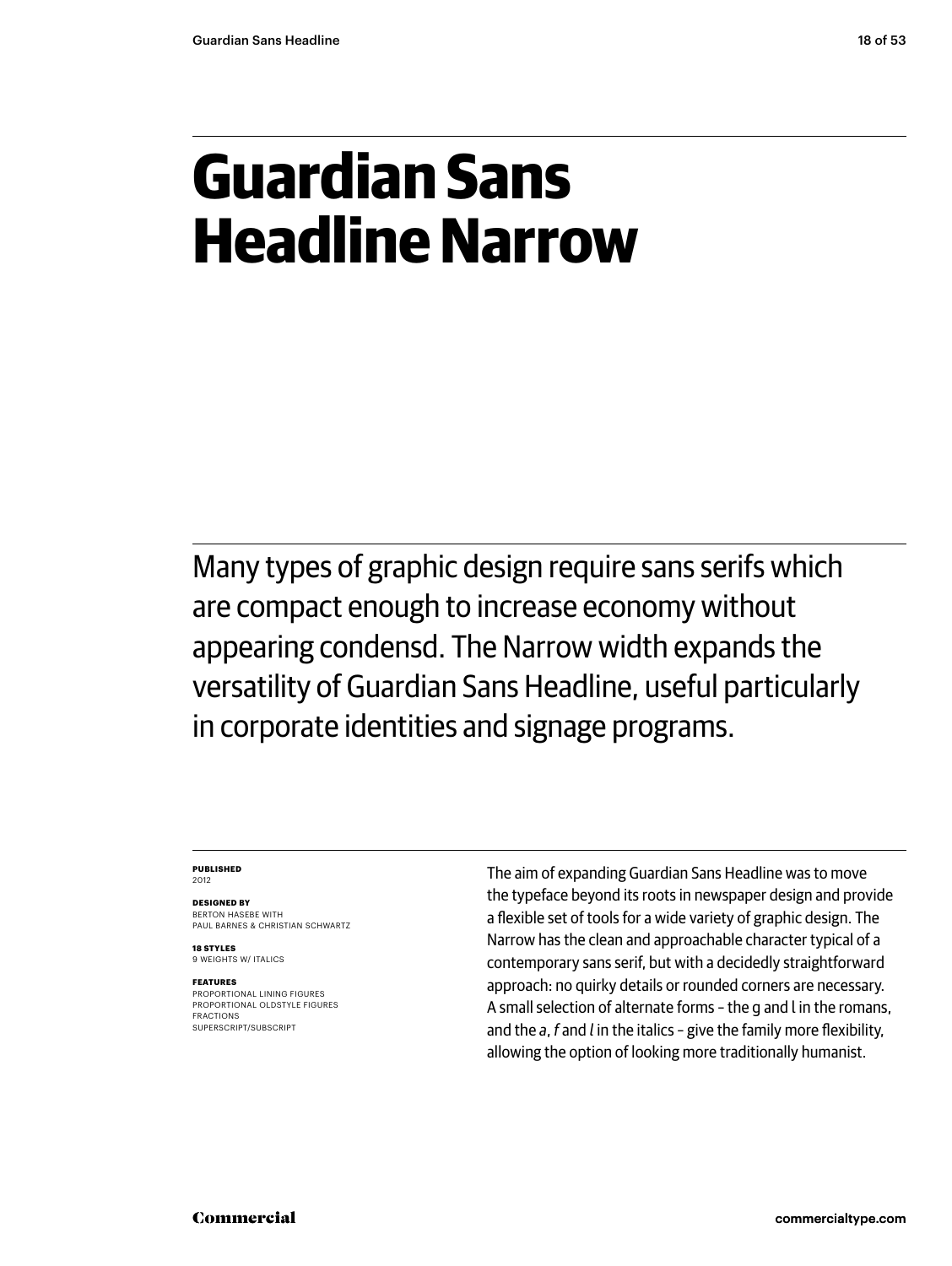# Guardian Sans Headline Narrow

Many types of graphic design require sans serifs which are compact enough to increase economy without appearing condensd. The Narrow width expands the versatility of Guardian Sans Headline, useful particularly in corporate identities and signage programs.

**PUBLISHED**
2012

**DESIGNED BY**
BERTON HASEBE WITH
PAUL BARNES & CHRISTIAN SCHWARTZ

**18 STYLES**
9 WEIGHTS W/ ITALICS

**FEATURES**
PROPORTIONAL LINING FIGURES
PROPORTIONAL OLDSTYLE FIGURES
FRACTIONS
SUPERSCRIPT/SUBSCRIPT

The aim of expanding Guardian Sans Headline was to move the typeface beyond its roots in newspaper design and provide a flexible set of tools for a wide variety of graphic design. The Narrow has the clean and approachable character typical of a contemporary sans serif, but with a decidedly straightforward approach: no quirky details or rounded corners are necessary. A small selection of alternate forms – the g and l in the romans, and the *a*, *f* and *l* in the italics – give the family more flexibility, allowing the option of looking more traditionally humanist.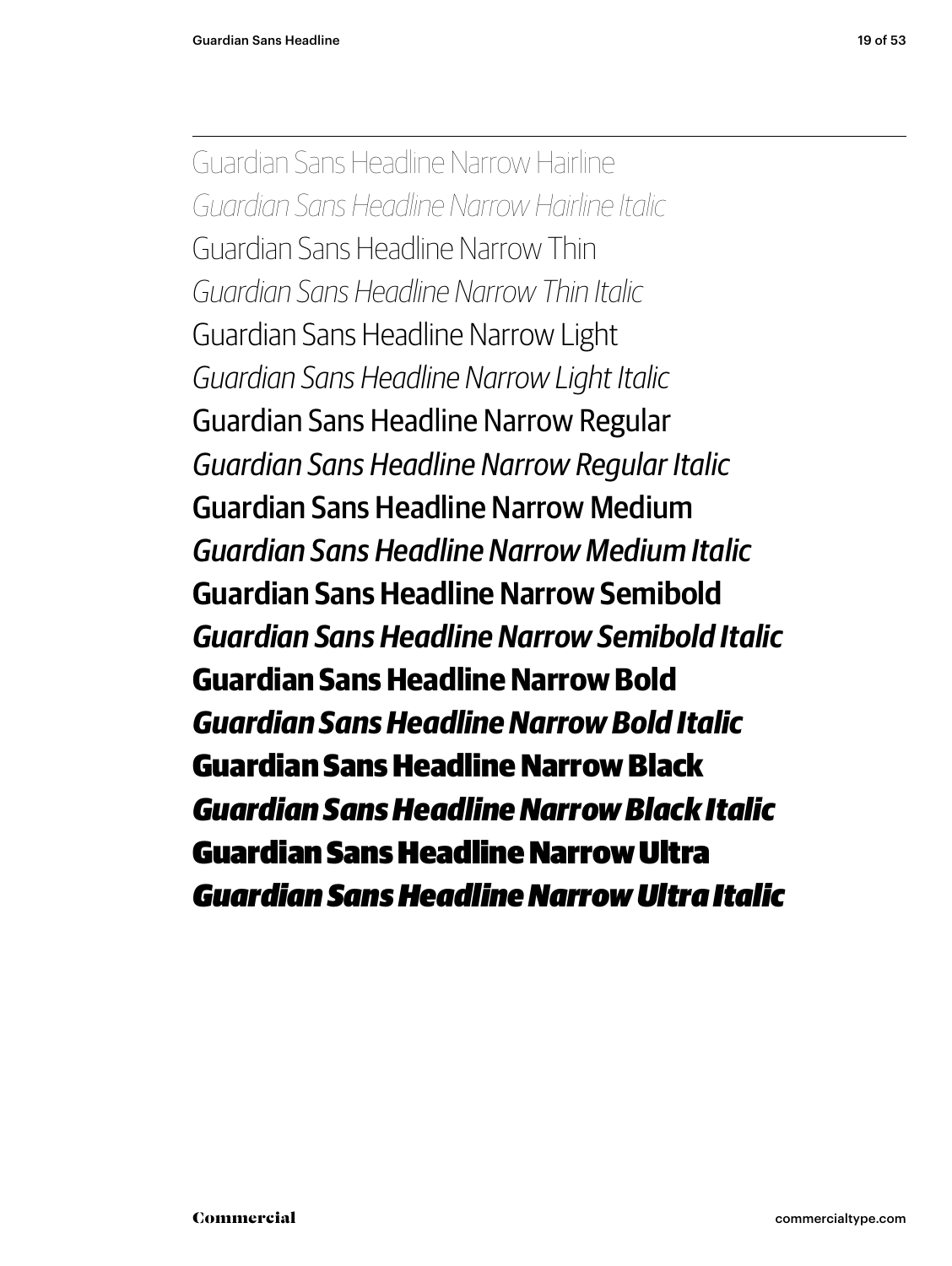Guardian Sans Headline Narrow Hairline

*Guardian Sans Headline Narrow Hairline Italic*

Guardian Sans Headline Narrow Thin

*Guardian Sans Headline Narrow Thin Italic*

Guardian Sans Headline Narrow Light

*Guardian Sans Headline Narrow Light Italic*

Guardian Sans Headline Narrow Regular

*Guardian Sans Headline Narrow Regular Italic*

Guardian Sans Headline Narrow Medium

*Guardian Sans Headline Narrow Medium Italic*

**Guardian Sans Headline Narrow Semibold**

***Guardian Sans Headline Narrow Semibold Italic***

**Guardian Sans Headline Narrow Bold**

***Guardian Sans Headline Narrow Bold Italic***

**Guardian Sans Headline Narrow Black**

***Guardian Sans Headline Narrow Black Italic***

**Guardian Sans Headline Narrow Ultra**

***Guardian Sans Headline Narrow Ultra Italic***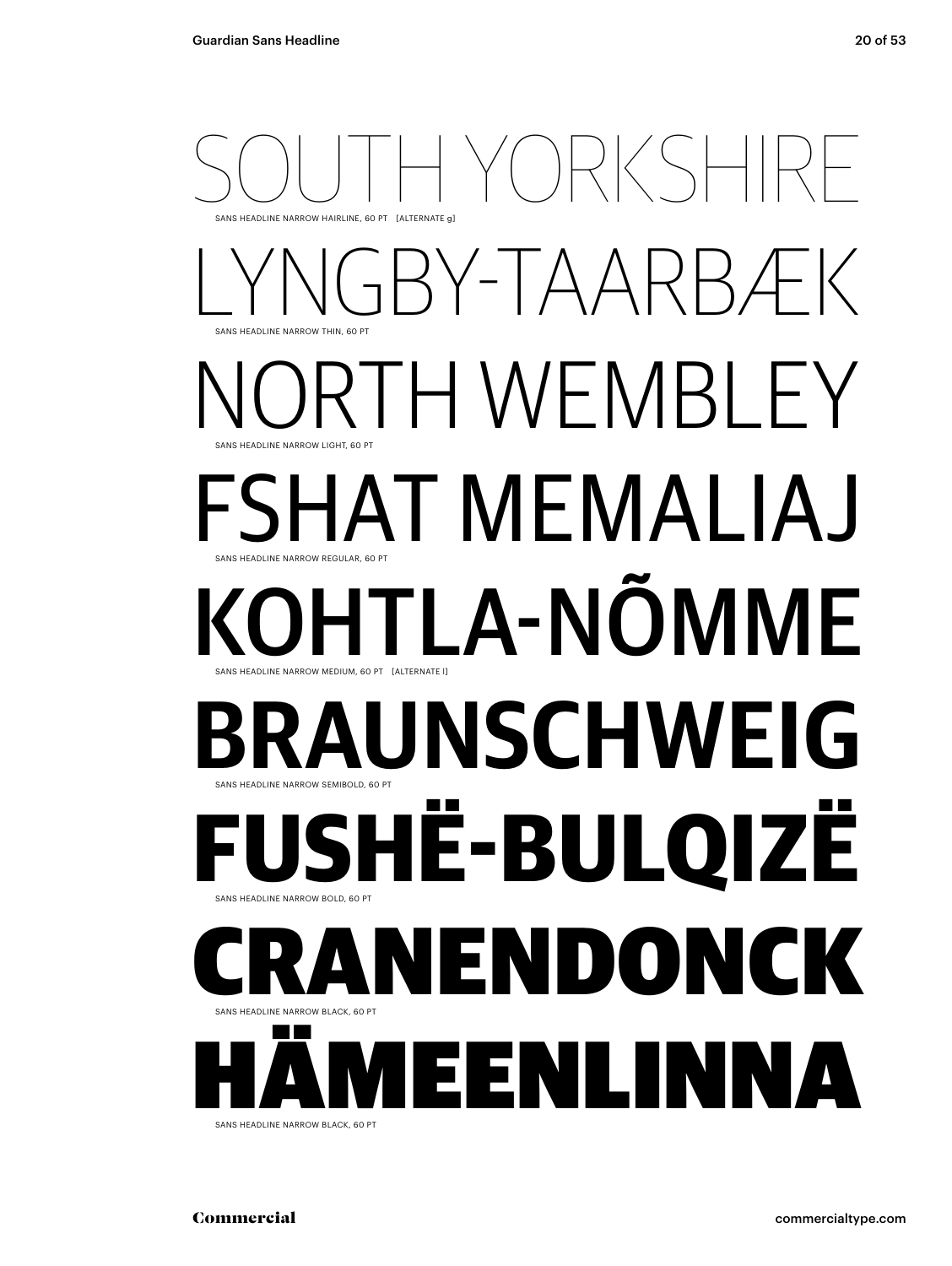SOUTH YORKSHIRE

SANS HEADLINE NARROW HAIRLINE, 60 PT [ALTERNATE g]

LYNGBY-TAARBÆK

SANS HEADLINE NARROW THIN, 60 PT

NORTH WEMBLEY

SANS HEADLINE NARROW LIGHT, 60 PT

FSHAT MEMALIAJ

SANS HEADLINE NARROW REGULAR, 60 PT

KOHTLA-NÕMME

SANS HEADLINE NARROW MEDIUM, 60 PT [ALTERNATE l]

**BRAUNSCHWEIG**

SANS HEADLINE NARROW SEMIBOLD, 60 PT

**FUSHË-BULQIZË**

SANS HEADLINE NARROW BOLD, 60 PT

**CRANENDONCK**

SANS HEADLINE NARROW BLACK, 60 PT

**HÄMEENLINNA**

SANS HEADLINE NARROW BLACK, 60 PT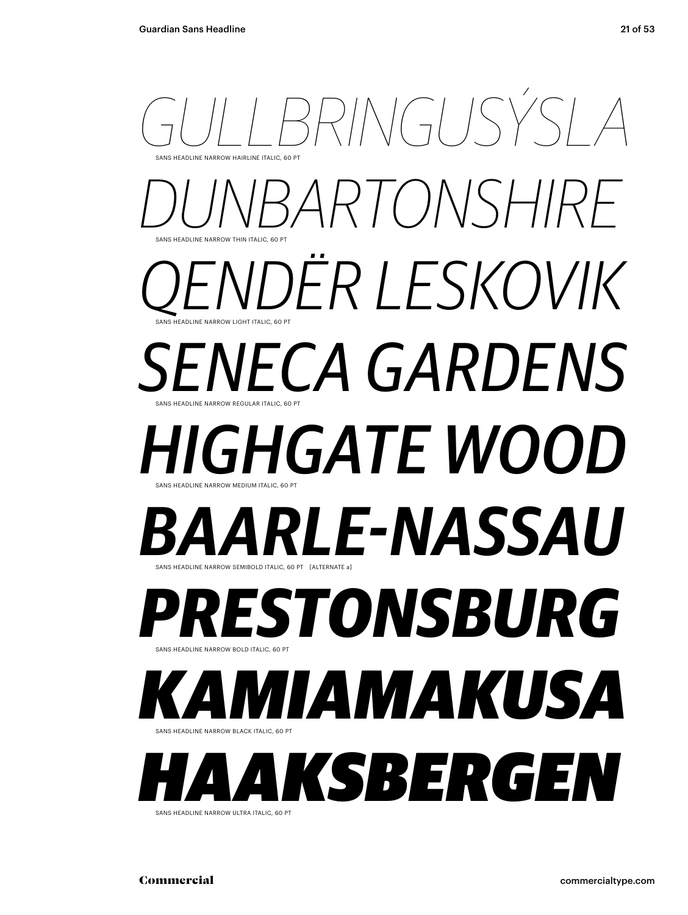*GULLBRINGUSÝSLA*

SANS HEADLINE NARROW HAIRLINE ITALIC, 60 PT

*DUNBARTONSHIRE*

SANS HEADLINE NARROW THIN ITALIC, 60 PT

*QENDËR LESKOVIK*

SANS HEADLINE NARROW LIGHT ITALIC, 60 PT

*SENECA GARDENS*

SANS HEADLINE NARROW REGULAR ITALIC, 60 PT

*HIGHGATE WOOD*

SANS HEADLINE NARROW MEDIUM ITALIC, 60 PT

***BAARLE-NASSAU***

SANS HEADLINE NARROW SEMIBOLD ITALIC, 60 PT [ALTERNATE a]

***PRESTONSBURG***

SANS HEADLINE NARROW BOLD ITALIC, 60 PT

***KAMIAMAKUSA***

SANS HEADLINE NARROW BLACK ITALIC, 60 PT

***HAAKSBERGEN***

SANS HEADLINE NARROW ULTRA ITALIC, 60 PT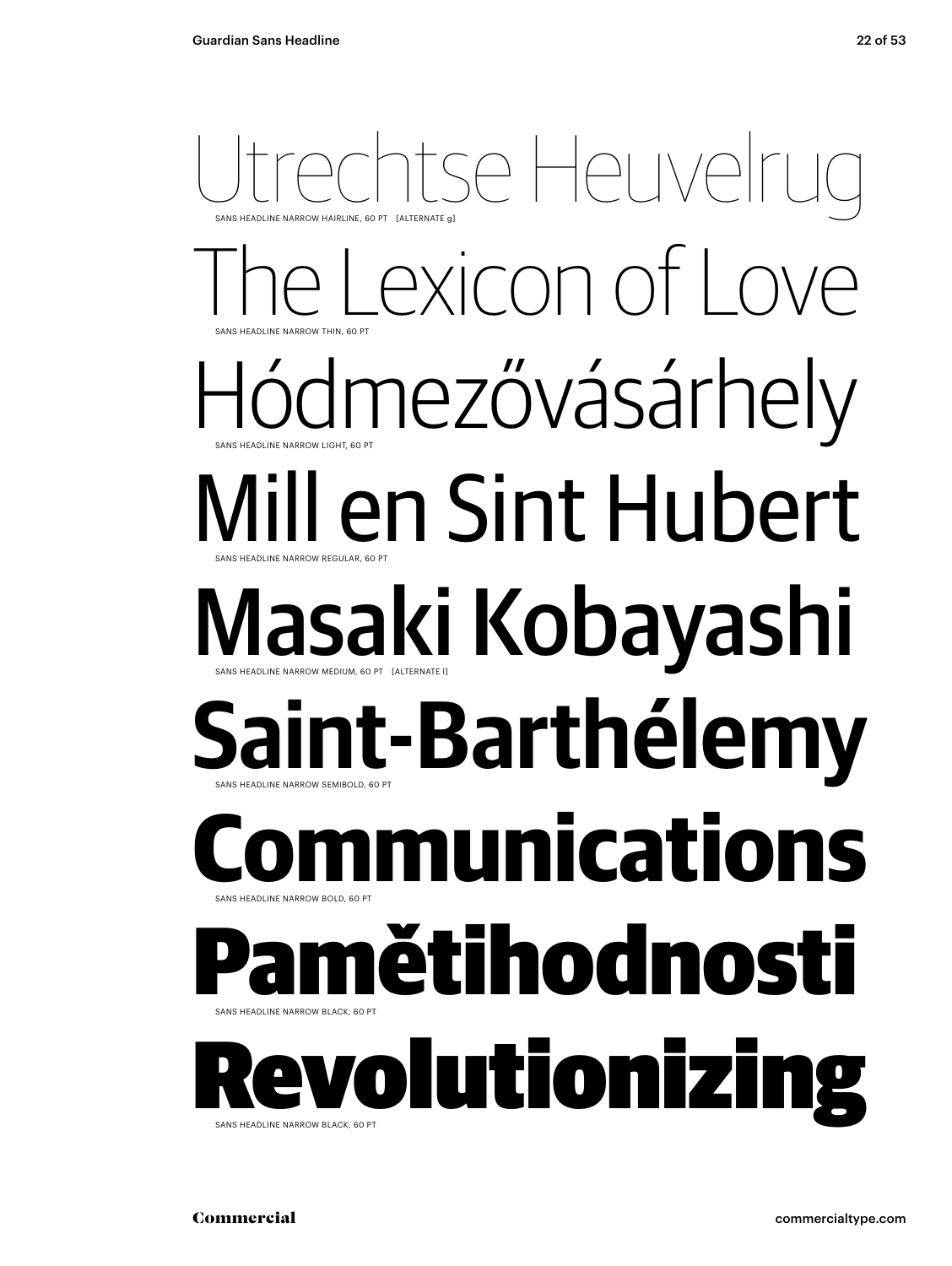Utrechtse Heuvelrug

SANS HEADLINE NARROW HAIRLINE, 60 PT [ALTERNATE g]

The Lexicon of Love

SANS HEADLINE NARROW THIN, 60 PT

Hódmezővásárhely

SANS HEADLINE NARROW LIGHT, 60 PT

Mill en Sint Hubert

SANS HEADLINE NARROW REGULAR, 60 PT

Masaki Kobayashi

SANS HEADLINE NARROW MEDIUM, 60 PT [ALTERNATE l]

**Saint-Barthélemy**

SANS HEADLINE NARROW SEMIBOLD, 60 PT

**Communications**

SANS HEADLINE NARROW BOLD, 60 PT

**Pamětihodnosti**

SANS HEADLINE NARROW BLACK, 60 PT

**Revolutionizing**

SANS HEADLINE NARROW BLACK, 60 PT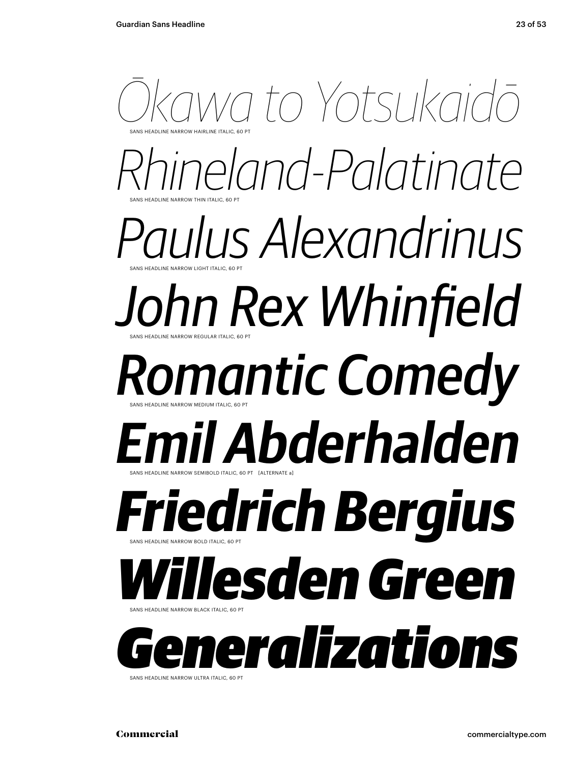*Ōkawa to Yotsukaidō*

SANS HEADLINE NARROW HAIRLINE ITALIC, 60 PT

*Rhineland-Palatinate*

SANS HEADLINE NARROW THIN ITALIC, 60 PT

*Paulus Alexandrinus*

SANS HEADLINE NARROW LIGHT ITALIC, 60 PT

*John Rex Whinfield*

SANS HEADLINE NARROW REGULAR ITALIC, 60 PT

*Romantic Comedy*

SANS HEADLINE NARROW MEDIUM ITALIC, 60 PT

***Emil Abderhalden***

SANS HEADLINE NARROW SEMIBOLD ITALIC, 60 PT [ALTERNATE a]

***Friedrich Bergius***

SANS HEADLINE NARROW BOLD ITALIC, 60 PT

***Willesden Green***

SANS HEADLINE NARROW BLACK ITALIC, 60 PT

***Generalizations***

SANS HEADLINE NARROW ULTRA ITALIC, 60 PT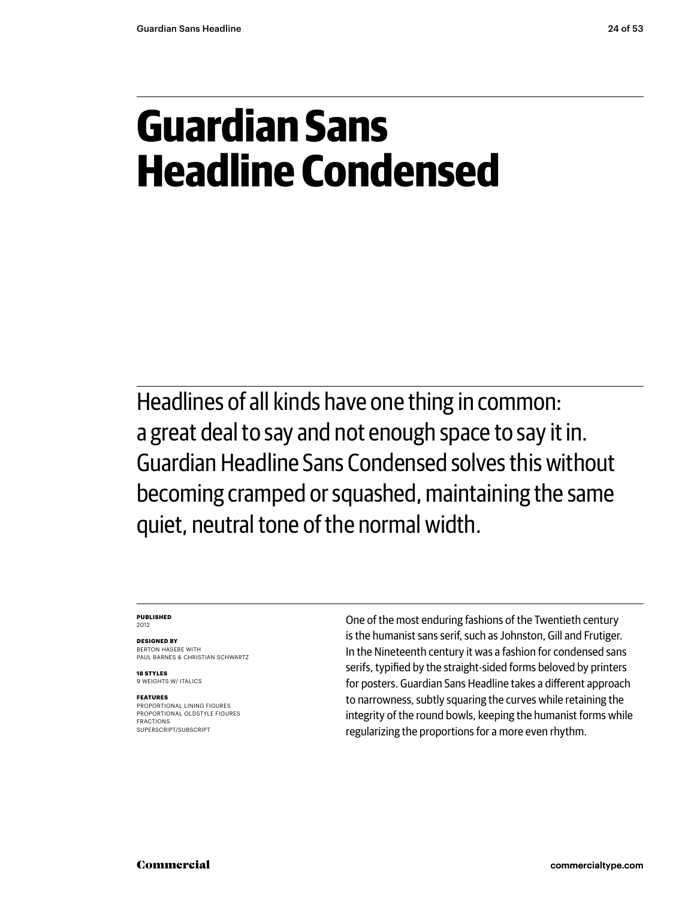# Guardian Sans Headline Condensed

Headlines of all kinds have one thing in common: a great deal to say and not enough space to say it in. Guardian Headline Sans Condensed solves this without becoming cramped or squashed, maintaining the same quiet, neutral tone of the normal width.

**PUBLISHED**
2012

**DESIGNED BY**
BERTON HASEBE WITH
PAUL BARNES & CHRISTIAN SCHWARTZ

**18 STYLES**
9 WEIGHTS W/ ITALICS

**FEATURES**
PROPORTIONAL LINING FIGURES
PROPORTIONAL OLDSTYLE FIGURES
FRACTIONS
SUPERSCRIPT/SUBSCRIPT

One of the most enduring fashions of the Twentieth century is the humanist sans serif, such as Johnston, Gill and Frutiger. In the Nineteenth century it was a fashion for condensed sans serifs, typified by the straight-sided forms beloved by printers for posters. Guardian Sans Headline takes a different approach to narrowness, subtly squaring the curves while retaining the integrity of the round bowls, keeping the humanist forms while regularizing the proportions for a more even rhythm.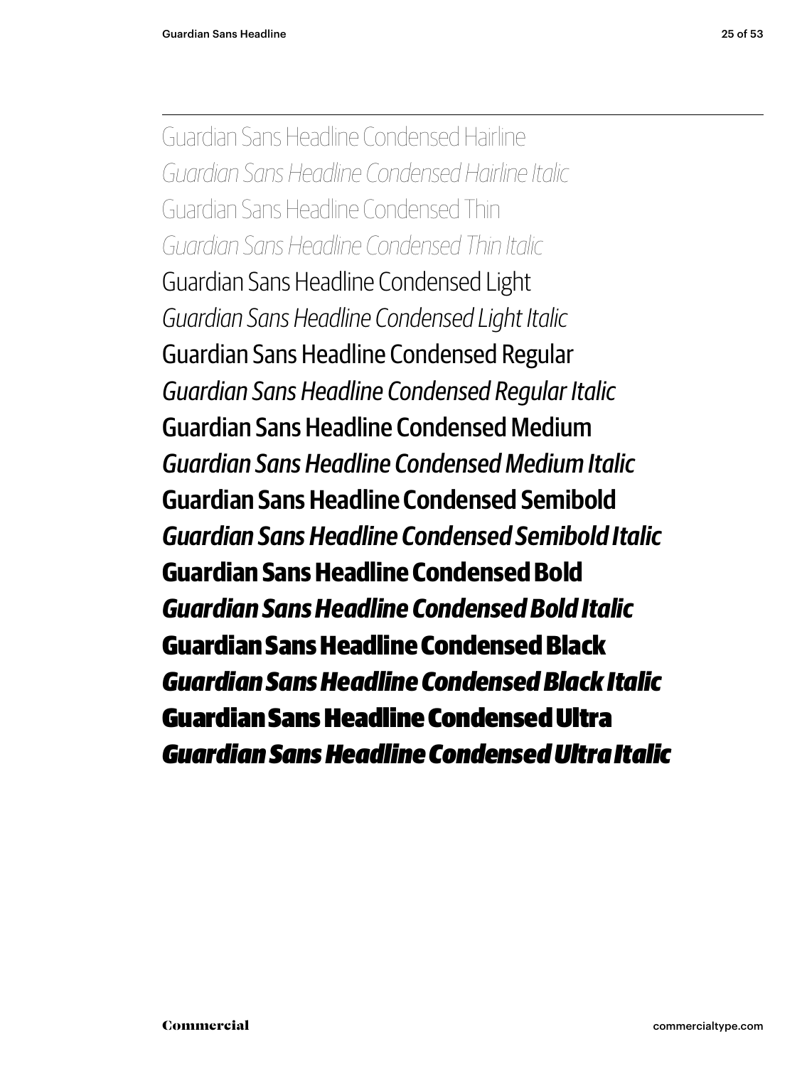Guardian Sans Headline Condensed Hairline

*Guardian Sans Headline Condensed Hairline Italic*

Guardian Sans Headline Condensed Thin

*Guardian Sans Headline Condensed Thin Italic*

Guardian Sans Headline Condensed Light

*Guardian Sans Headline Condensed Light Italic*

Guardian Sans Headline Condensed Regular

*Guardian Sans Headline Condensed Regular Italic*

Guardian Sans Headline Condensed Medium

*Guardian Sans Headline Condensed Medium Italic*

**Guardian Sans Headline Condensed Semibold**

***Guardian Sans Headline Condensed Semibold Italic***

**Guardian Sans Headline Condensed Bold**

***Guardian Sans Headline Condensed Bold Italic***

**Guardian Sans Headline Condensed Black**

***Guardian Sans Headline Condensed Black Italic***

**Guardian Sans Headline Condensed Ultra**

***Guardian Sans Headline Condensed Ultra Italic***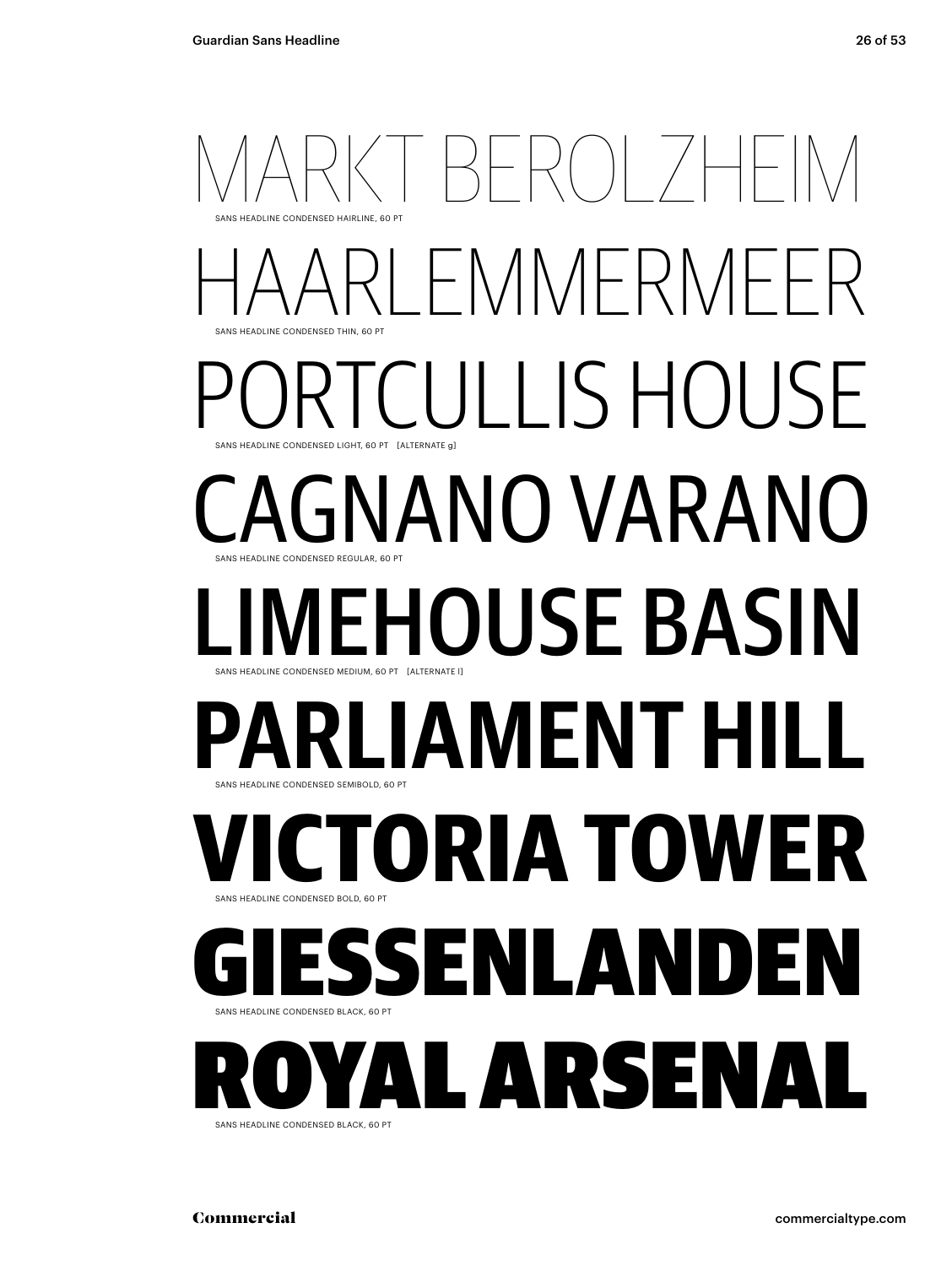MARKT BEROLZHEIM

SANS HEADLINE CONDENSED HAIRLINE, 60 PT

HAARLEMMERMEER

SANS HEADLINE CONDENSED THIN, 60 PT

PORTCULLIS HOUSE

SANS HEADLINE CONDENSED LIGHT, 60 PT [ALTERNATE g]

CAGNANO VARANO

SANS HEADLINE CONDENSED REGULAR, 60 PT

LIMEHOUSE BASIN

SANS HEADLINE CONDENSED MEDIUM, 60 PT [ALTERNATE l]

**PARLIAMENT HILL**

SANS HEADLINE CONDENSED SEMIBOLD, 60 PT

**VICTORIA TOWER**

SANS HEADLINE CONDENSED BOLD, 60 PT

**GIESSENLANDEN**

SANS HEADLINE CONDENSED BLACK, 60 PT

**ROYAL ARSENAL**

SANS HEADLINE CONDENSED BLACK, 60 PT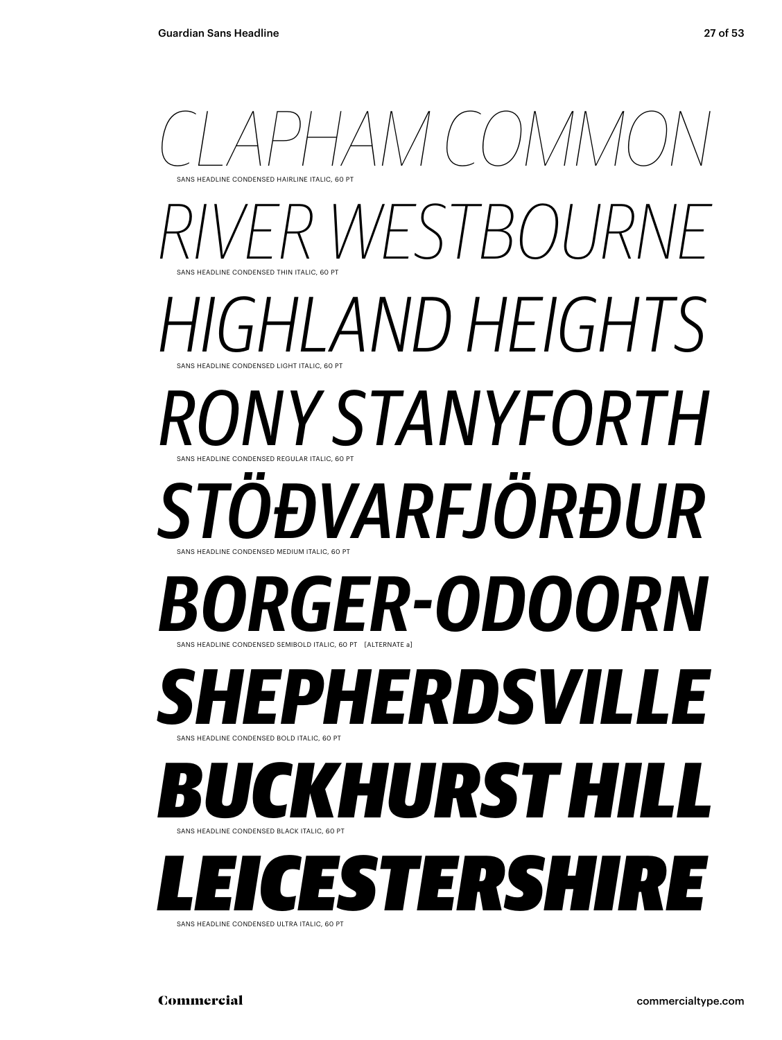*CLAPHAM COMMON*

SANS HEADLINE CONDENSED HAIRLINE ITALIC, 60 PT

*RIVER WESTBOURNE*

SANS HEADLINE CONDENSED THIN ITALIC, 60 PT

*HIGHLAND HEIGHTS*

SANS HEADLINE CONDENSED LIGHT ITALIC, 60 PT

*RONY STANYFORTH*

SANS HEADLINE CONDENSED REGULAR ITALIC, 60 PT

*STÖÐVARFJÖRÐUR*

SANS HEADLINE CONDENSED MEDIUM ITALIC, 60 PT

***BORGER-ODOORN***

SANS HEADLINE CONDENSED SEMIBOLD ITALIC, 60 PT [ALTERNATE a]

***SHEPHERDSVILLE***

SANS HEADLINE CONDENSED BOLD ITALIC, 60 PT

***BUCKHURST HILL***

SANS HEADLINE CONDENSED BLACK ITALIC, 60 PT

***LEICESTERSHIRE***

SANS HEADLINE CONDENSED ULTRA ITALIC, 60 PT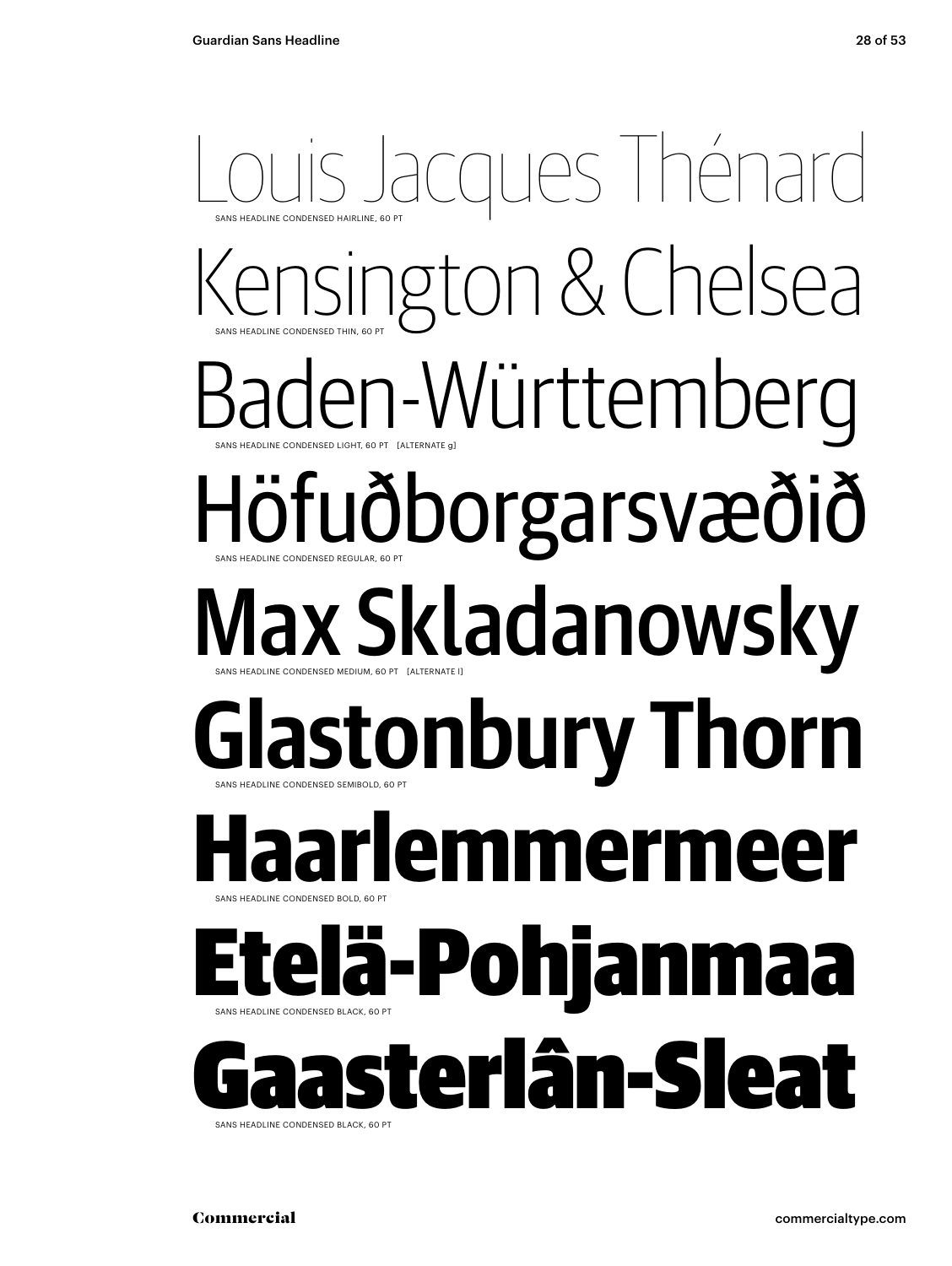Louis Jacques Thénard

SANS HEADLINE CONDENSED HAIRLINE, 60 PT

Kensington & Chelsea

SANS HEADLINE CONDENSED THIN, 60 PT

Baden-Württemberg

SANS HEADLINE CONDENSED LIGHT, 60 PT [ALTERNATE g]

Höfuðborgarsvæðið

SANS HEADLINE CONDENSED REGULAR, 60 PT

Max Skladanowsky

SANS HEADLINE CONDENSED MEDIUM, 60 PT [ALTERNATE l]

Glastonbury Thorn

SANS HEADLINE CONDENSED SEMIBOLD, 60 PT

Haarlemmermeer

SANS HEADLINE CONDENSED BOLD, 60 PT

Etelä-Pohjanmaa

SANS HEADLINE CONDENSED BLACK, 60 PT

Gaasterlân-Sleat

SANS HEADLINE CONDENSED BLACK, 60 PT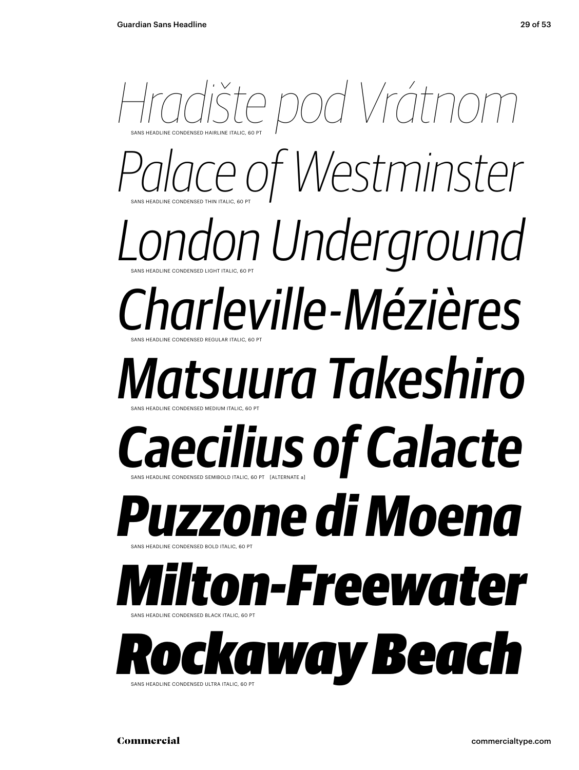*Hradište pod Vrátnom*

SANS HEADLINE CONDENSED HAIRLINE ITALIC, 60 PT

*Palace of Westminster*

SANS HEADLINE CONDENSED THIN ITALIC, 60 PT

*London Underground*

SANS HEADLINE CONDENSED LIGHT ITALIC, 60 PT

*Charleville-Mézières*

SANS HEADLINE CONDENSED REGULAR ITALIC, 60 PT

*Matsuura Takeshiro*

SANS HEADLINE CONDENSED MEDIUM ITALIC, 60 PT

***Caecilius of Calacte***

SANS HEADLINE CONDENSED SEMIBOLD ITALIC, 60 PT [ALTERNATE a]

***Puzzone di Moena***

SANS HEADLINE CONDENSED BOLD ITALIC, 60 PT

***Milton-Freewater***

SANS HEADLINE CONDENSED BLACK ITALIC, 60 PT

***Rockaway Beach***

SANS HEADLINE CONDENSED ULTRA ITALIC, 60 PT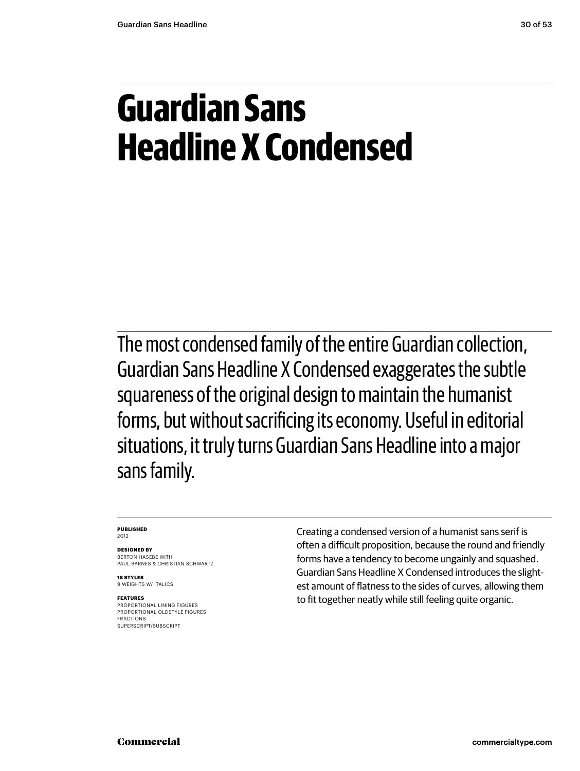# Guardian Sans Headline X Condensed

The most condensed family of the entire Guardian collection, Guardian Sans Headline X Condensed exaggerates the subtle squareness of the original design to maintain the humanist forms, but without sacrificing its economy. Useful in editorial situations, it truly turns Guardian Sans Headline into a major sans family.

**PUBLISHED**
2012

**DESIGNED BY**
BERTON HASEBE WITH
PAUL BARNES & CHRISTIAN SCHWARTZ

**18 STYLES**
9 WEIGHTS W/ ITALICS

**FEATURES**
PROPORTIONAL LINING FIGURES
PROPORTIONAL OLDSTYLE FIGURES
FRACTIONS
SUPERSCRIPT/SUBSCRIPT

Creating a condensed version of a humanist sans serif is often a difficult proposition, because the round and friendly forms have a tendency to become ungainly and squashed. Guardian Sans Headline X Condensed introduces the slightest amount of flatness to the sides of curves, allowing them to fit together neatly while still feeling quite organic.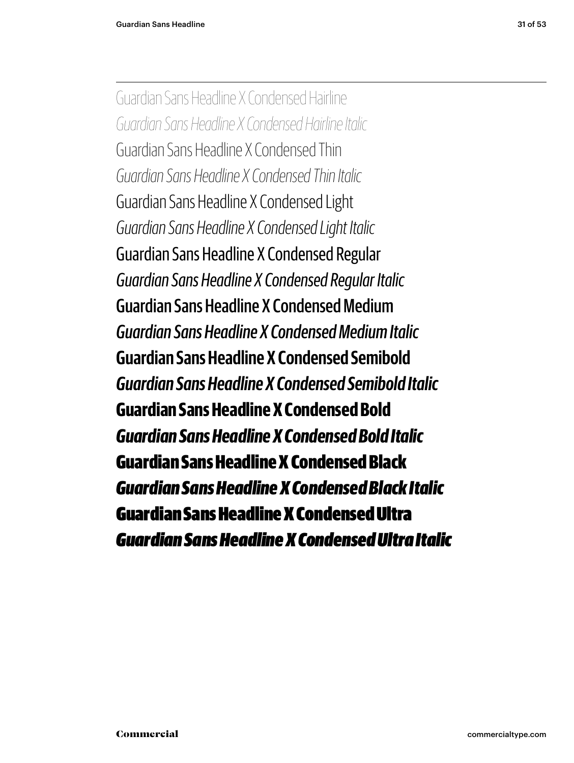Guardian Sans Headline X Condensed Hairline

*Guardian Sans Headline X Condensed Hairline Italic*

Guardian Sans Headline X Condensed Thin

*Guardian Sans Headline X Condensed Thin Italic*

Guardian Sans Headline X Condensed Light

*Guardian Sans Headline X Condensed Light Italic*

Guardian Sans Headline X Condensed Regular

*Guardian Sans Headline X Condensed Regular Italic*

Guardian Sans Headline X Condensed Medium

*Guardian Sans Headline X Condensed Medium Italic*

**Guardian Sans Headline X Condensed Semibold**

***Guardian Sans Headline X Condensed Semibold Italic***

**Guardian Sans Headline X Condensed Bold**

***Guardian Sans Headline X Condensed Bold Italic***

**Guardian Sans Headline X Condensed Black**

***Guardian Sans Headline X Condensed Black Italic***

**Guardian Sans Headline X Condensed Ultra**

***Guardian Sans Headline X Condensed Ultra Italic***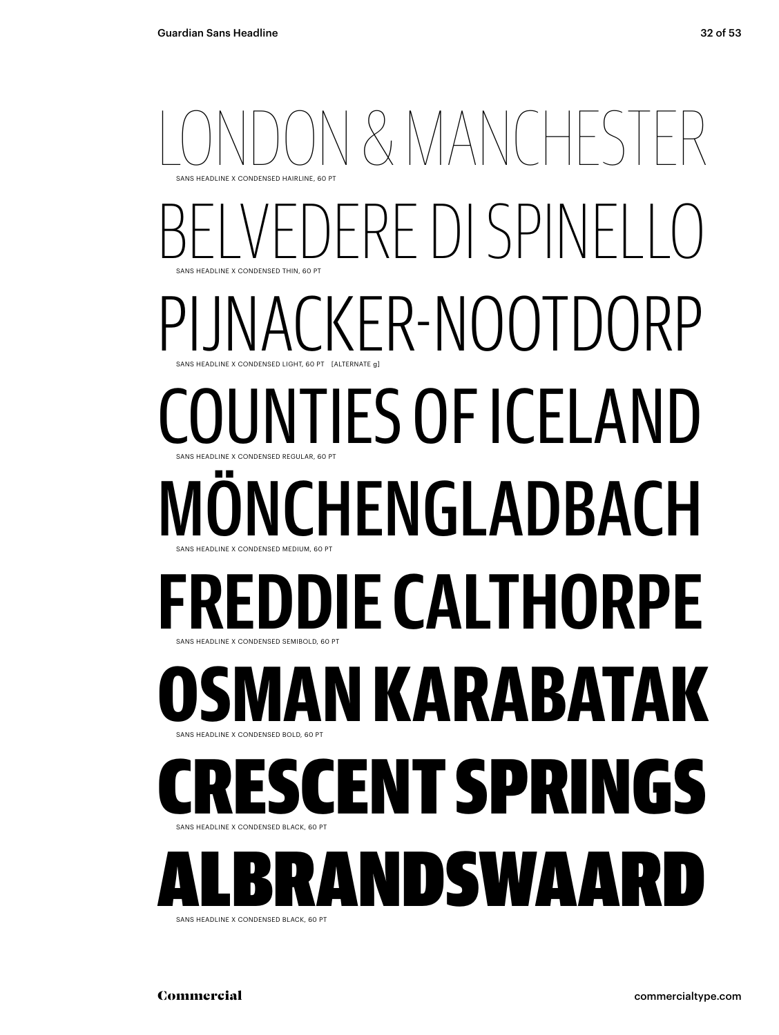LONDON & MANCHESTER

SANS HEADLINE X CONDENSED HAIRLINE, 60 PT

BELVEDERE DI SPINELLO

SANS HEADLINE X CONDENSED THIN, 60 PT

PIJNACKER-NOOTDORP

SANS HEADLINE X CONDENSED LIGHT, 60 PT [ALTERNATE g]

COUNTIES OF ICELAND

SANS HEADLINE X CONDENSED REGULAR, 60 PT

MÖNCHENGLADBACH

SANS HEADLINE X CONDENSED MEDIUM, 60 PT

FREDDIE CALTHORPE

SANS HEADLINE X CONDENSED SEMIBOLD, 60 PT

OSMAN KARABATAK

SANS HEADLINE X CONDENSED BOLD, 60 PT

CRESCENT SPRINGS

SANS HEADLINE X CONDENSED BLACK, 60 PT

ALBRANDSWAARD

SANS HEADLINE X CONDENSED BLACK, 60 PT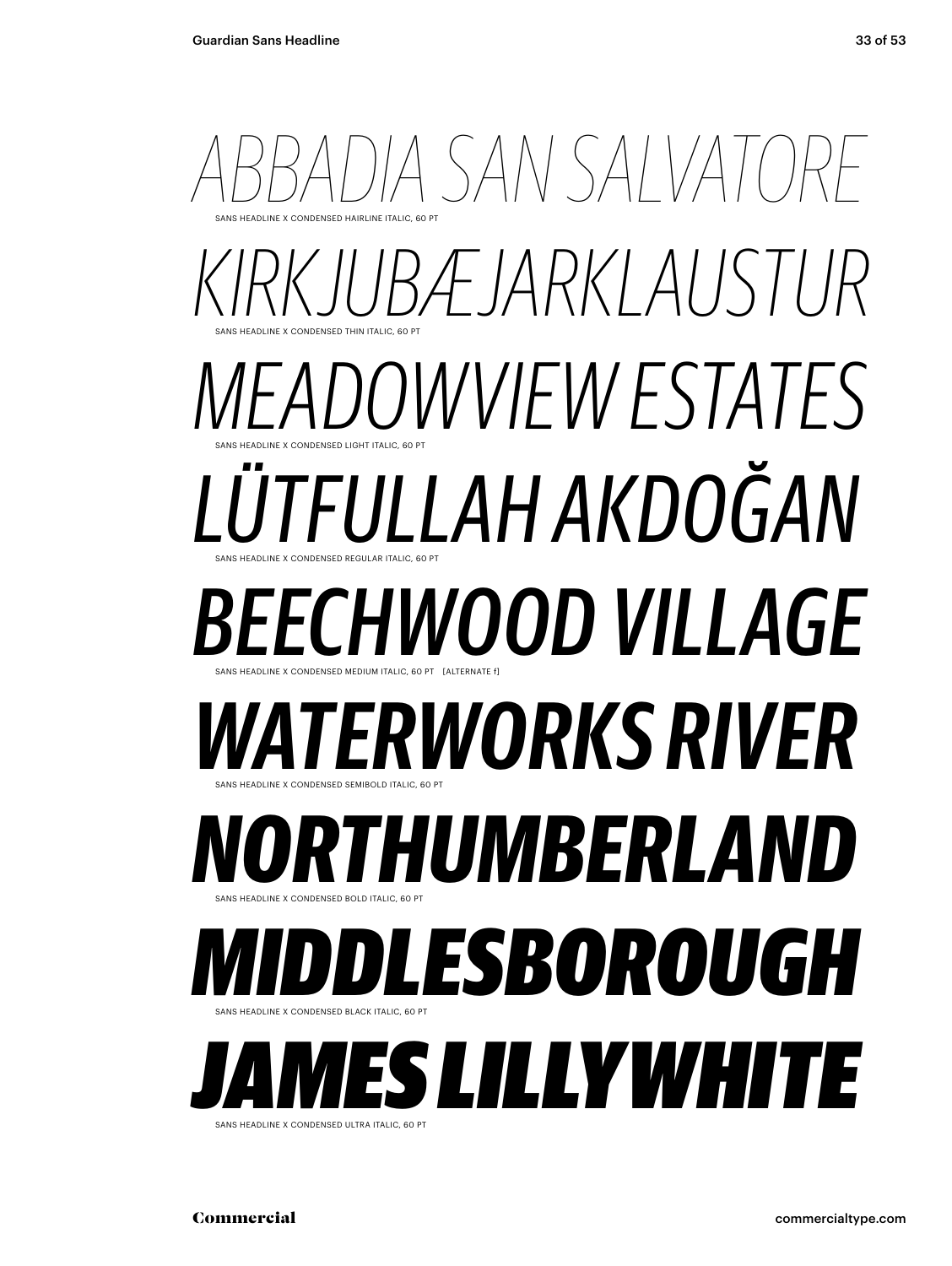*ABBADIA SAN SALVATORE*

SANS HEADLINE X CONDENSED HAIRLINE ITALIC, 60 PT

*KIRKJUBÆJARKLAUSTUR*

SANS HEADLINE X CONDENSED THIN ITALIC, 60 PT

*MEADOWVIEW ESTATES*

SANS HEADLINE X CONDENSED LIGHT ITALIC, 60 PT

*LÜTFULLAH AKDOĞAN*

SANS HEADLINE X CONDENSED REGULAR ITALIC, 60 PT

*BEECHWOOD VILLAGE*

SANS HEADLINE X CONDENSED MEDIUM ITALIC, 60 PT [ALTERNATE f]

***WATERWORKS RIVER***

SANS HEADLINE X CONDENSED SEMIBOLD ITALIC, 60 PT

***NORTHUMBERLAND***

SANS HEADLINE X CONDENSED BOLD ITALIC, 60 PT

***MIDDLESBOROUGH***

SANS HEADLINE X CONDENSED BLACK ITALIC, 60 PT

***JAMES LILLYWHITE***

SANS HEADLINE X CONDENSED ULTRA ITALIC, 60 PT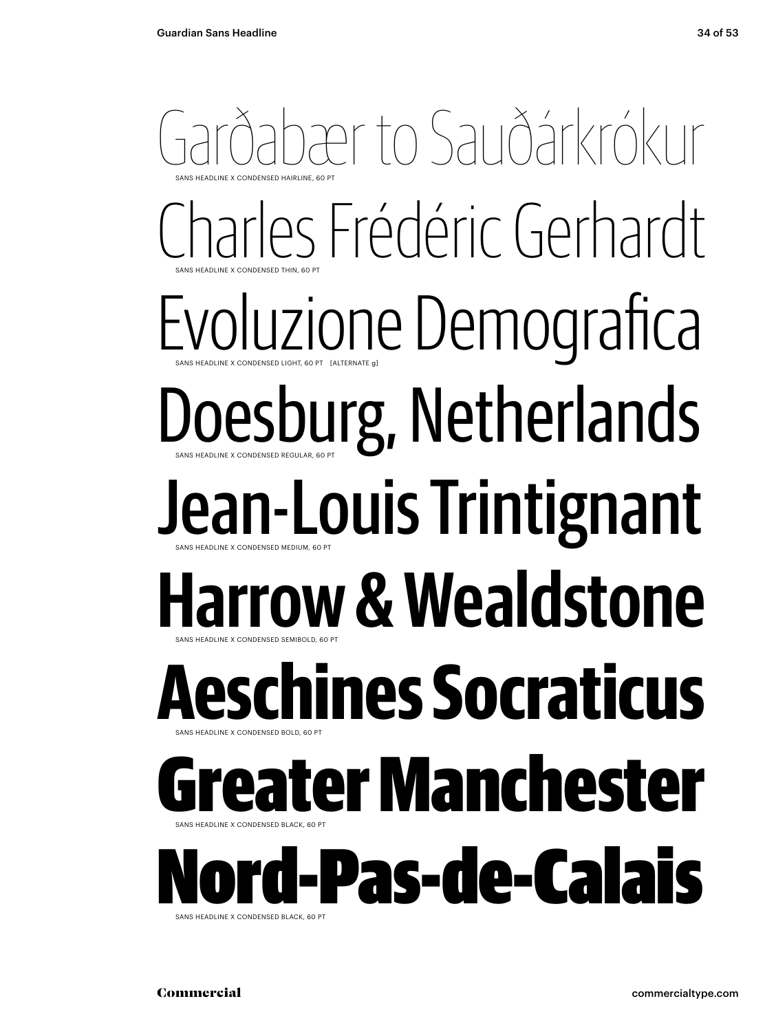Garðabær to Sauðárkrókur

SANS HEADLINE X CONDENSED HAIRLINE, 60 PT

Charles Frédéric Gerhardt

SANS HEADLINE X CONDENSED THIN, 60 PT

Evoluzione Demografica

SANS HEADLINE X CONDENSED LIGHT, 60 PT [ALTERNATE g]

Doesburg, Netherlands

SANS HEADLINE X CONDENSED REGULAR, 60 PT

Jean-Louis Trintignant

SANS HEADLINE X CONDENSED MEDIUM, 60 PT

**Harrow & Wealdstone**

SANS HEADLINE X CONDENSED SEMIBOLD, 60 PT

**Aeschines Socraticus**

SANS HEADLINE X CONDENSED BOLD, 60 PT

**Greater Manchester**

SANS HEADLINE X CONDENSED BLACK, 60 PT

**Nord-Pas-de-Calais**

SANS HEADLINE X CONDENSED BLACK, 60 PT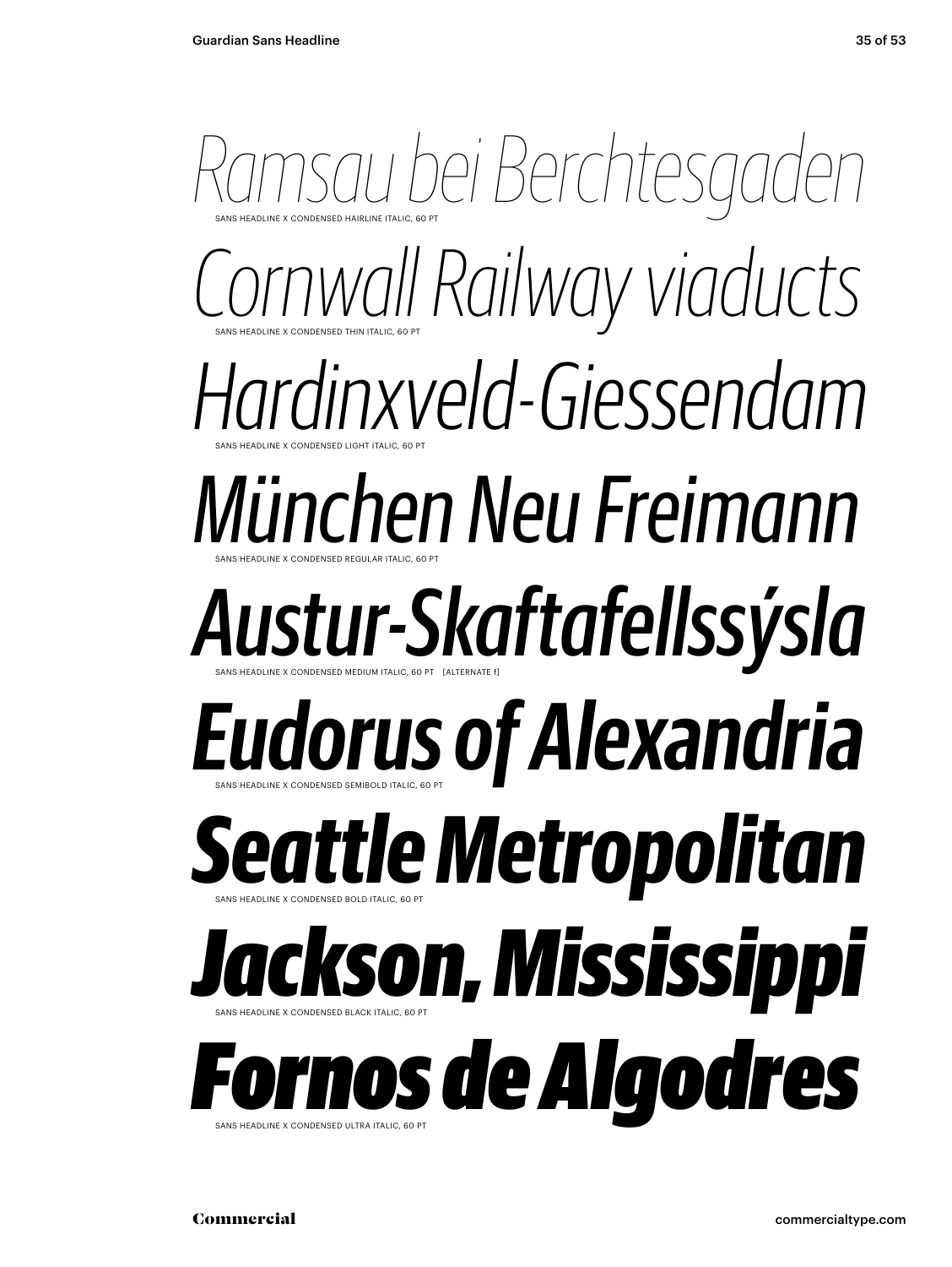*Ramsau bei Berchtesgaden*

SANS HEADLINE X CONDENSED HAIRLINE ITALIC, 60 PT

*Cornwall Railway viaducts*

SANS HEADLINE X CONDENSED THIN ITALIC, 60 PT

*Hardinxveld-Giessendam*

SANS HEADLINE X CONDENSED LIGHT ITALIC, 60 PT

*München Neu Freimann*

SANS HEADLINE X CONDENSED REGULAR ITALIC, 60 PT

*Austur-Skaftafellssýsla*

SANS HEADLINE X CONDENSED MEDIUM ITALIC, 60 PT [ALTERNATE f]

***Eudorus of Alexandria***

SANS HEADLINE X CONDENSED SEMIBOLD ITALIC, 60 PT

***Seattle Metropolitan***

SANS HEADLINE X CONDENSED BOLD ITALIC, 60 PT

***Jackson, Mississippi***

SANS HEADLINE X CONDENSED BLACK ITALIC, 60 PT

***Fornos de Algodres***

SANS HEADLINE X CONDENSED ULTRA ITALIC, 60 PT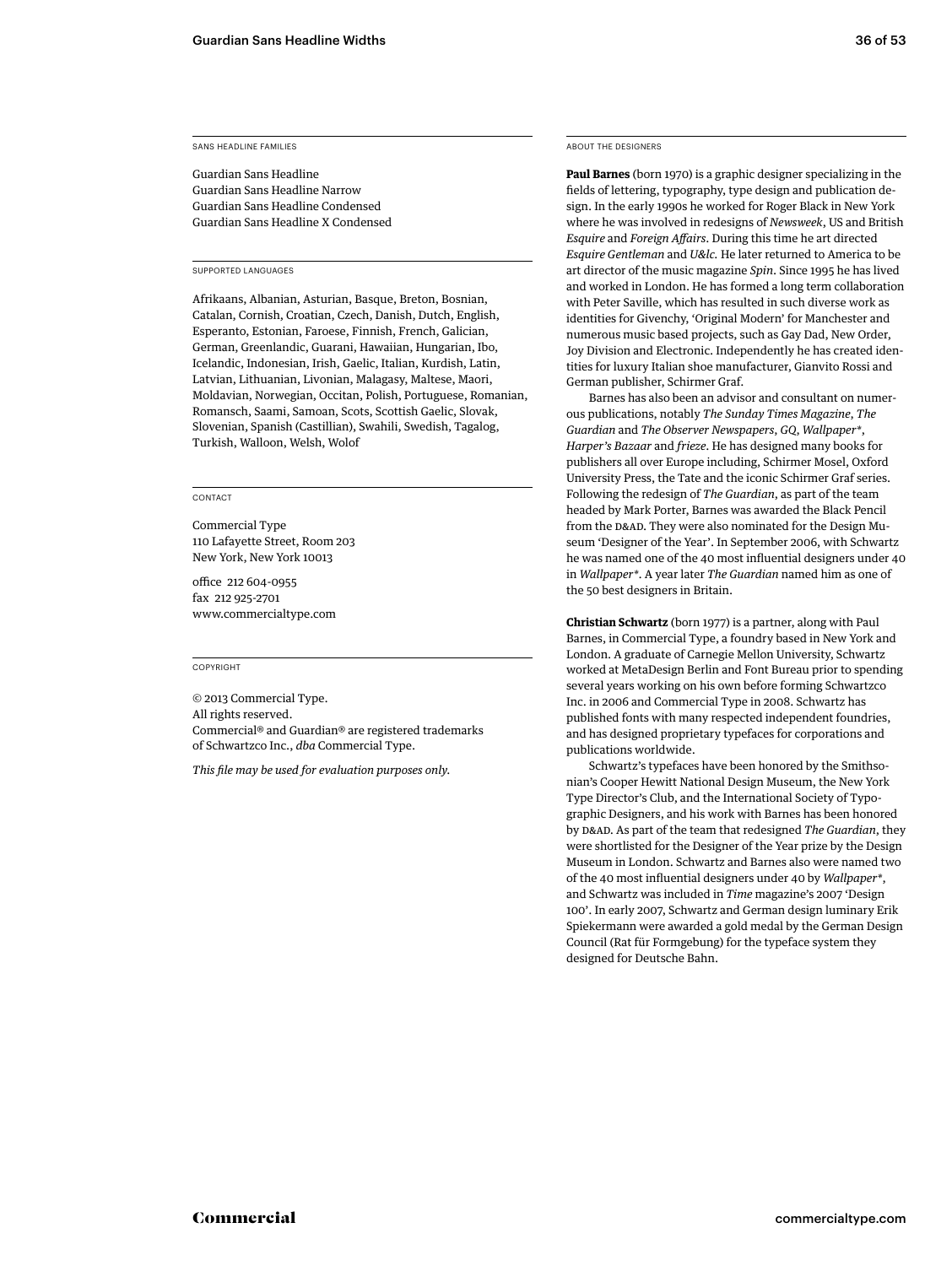## SANS HEADLINE FAMILIES

Guardian Sans Headline
Guardian Sans Headline Narrow
Guardian Sans Headline Condensed
Guardian Sans Headline X Condensed

## SUPPORTED LANGUAGES

Afrikaans, Albanian, Asturian, Basque, Breton, Bosnian, Catalan, Cornish, Croatian, Czech, Danish, Dutch, English, Esperanto, Estonian, Faroese, Finnish, French, Galician, German, Greenlandic, Guarani, Hawaiian, Hungarian, Ibo, Icelandic, Indonesian, Irish, Gaelic, Italian, Kurdish, Latin, Latvian, Lithuanian, Livonian, Malagasy, Maltese, Maori, Moldavian, Norwegian, Occitan, Polish, Portuguese, Romanian, Romansch, Saami, Samoan, Scots, Scottish Gaelic, Slovak, Slovenian, Spanish (Castillian), Swahili, Swedish, Tagalog, Turkish, Walloon, Welsh, Wolof

## CONTACT

Commercial Type
110 Lafayette Street, Room 203
New York, New York 10013

office 212 604-0955
fax 212 925-2701
www.commercialtype.com

## COPYRIGHT

© 2013 Commercial Type.
All rights reserved.
Commercial® and Guardian® are registered trademarks of Schwartzco Inc., *dba* Commercial Type.

*This file may be used for evaluation purposes only.*

## ABOUT THE DESIGNERS

**Paul Barnes** (born 1970) is a graphic designer specializing in the fields of lettering, typography, type design and publication design. In the early 1990s he worked for Roger Black in New York where he was involved in redesigns of *Newsweek*, US and British *Esquire* and *Foreign Affairs*. During this time he art directed *Esquire Gentleman* and *U&lc.* He later returned to America to be art director of the music magazine *Spin*. Since 1995 he has lived and worked in London. He has formed a long term collaboration with Peter Saville, which has resulted in such diverse work as identities for Givenchy, 'Original Modern' for Manchester and numerous music based projects, such as Gay Dad, New Order, Joy Division and Electronic. Independently he has created identities for luxury Italian shoe manufacturer, Gianvito Rossi and German publisher, Schirmer Graf.

Barnes has also been an advisor and consultant on numerous publications, notably *The Sunday Times Magazine*, *The Guardian* and *The Observer Newspapers*, *GQ*, *Wallpaper**, *Harper's Bazaar* and *frieze*. He has designed many books for publishers all over Europe including, Schirmer Mosel, Oxford University Press, the Tate and the iconic Schirmer Graf series. Following the redesign of *The Guardian*, as part of the team headed by Mark Porter, Barnes was awarded the Black Pencil from the D&AD. They were also nominated for the Design Museum 'Designer of the Year'. In September 2006, with Schwartz he was named one of the 40 most influential designers under 40 in *Wallpaper**. A year later *The Guardian* named him as one of the 50 best designers in Britain.

**Christian Schwartz** (born 1977) is a partner, along with Paul Barnes, in Commercial Type, a foundry based in New York and London. A graduate of Carnegie Mellon University, Schwartz worked at MetaDesign Berlin and Font Bureau prior to spending several years working on his own before forming Schwartzco Inc. in 2006 and Commercial Type in 2008. Schwartz has published fonts with many respected independent foundries, and has designed proprietary typefaces for corporations and publications worldwide.

Schwartz's typefaces have been honored by the Smithsonian's Cooper Hewitt National Design Museum, the New York Type Director's Club, and the International Society of Typographic Designers, and his work with Barnes has been honored by D&AD. As part of the team that redesigned *The Guardian*, they were shortlisted for the Designer of the Year prize by the Design Museum in London. Schwartz and Barnes also were named two of the 40 most influential designers under 40 by *Wallpaper**, and Schwartz was included in *Time* magazine's 2007 'Design 100'. In early 2007, Schwartz and German design luminary Erik Spiekermann were awarded a gold medal by the German Design Council (Rat für Formgebung) for the typeface system they designed for Deutsche Bahn.